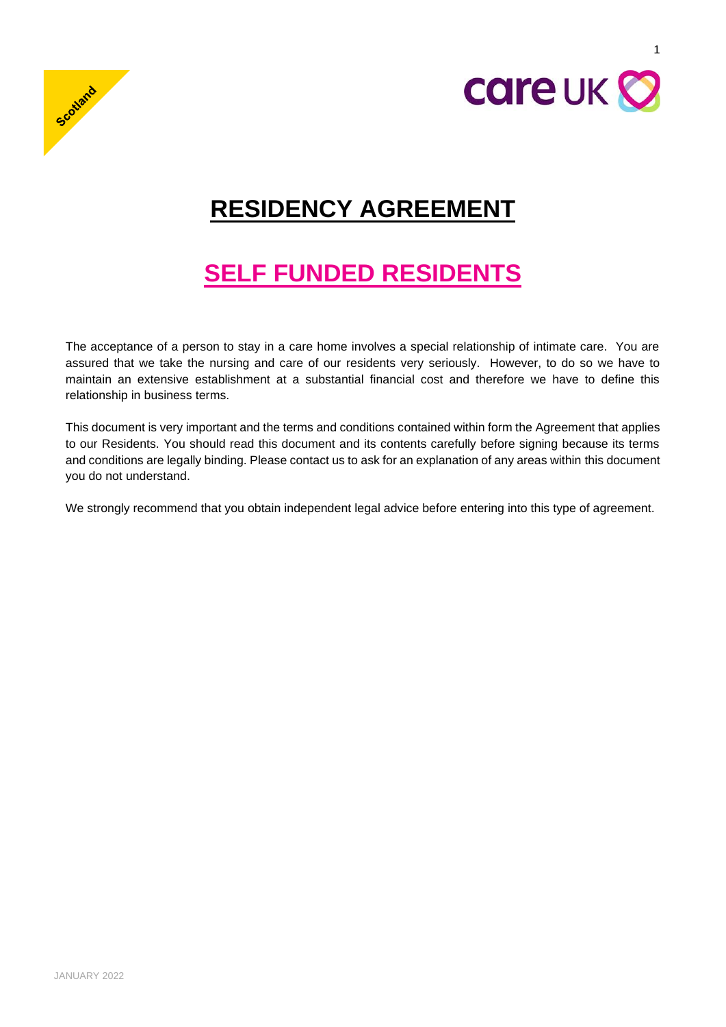Scotland

# RESIDENCY AGREEMENT

## SELF FUNDED RESIDENTS

The acceptance of a person to stay in a care home involves a special relationship of intimate care. You are assured that we take the nursing and care of our residents very seriously. However, to do so we have to maintain an extensive establishment at a substantial financial cost and therefore we have to define this relationship in business terms.

This document is very important and the terms and conditions contained within form the Agreement that applies to our Residents. You should read this document and its contents carefully before signing because its terms and conditions are legally binding. Please contact us to ask for an explanation of any areas within this document you do not understand.

We strongly recommend that you obtain independent legal advice before entering into this type of agreement.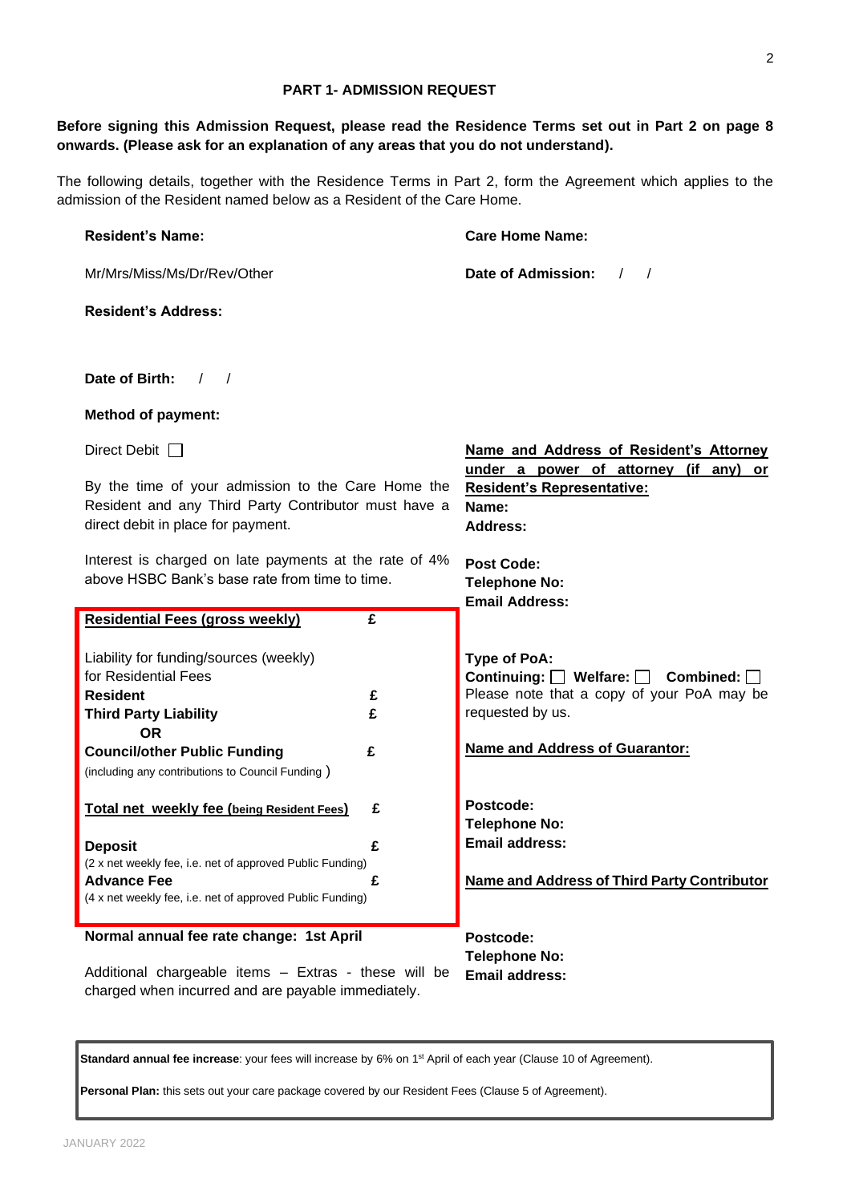## PART 1- ADMISSION REQUEST

**Before signing this Admission Request, please read the Residence Terms set out in Part 2 on page 8 onwards. (Please ask for an explanation of any areas that you do not understand).**

The following details, together with the Residence Terms in Part 2, form the Agreement which applies to the admission of the Resident named below as a Resident of the Care Home.

**Resident's Name:**

Mr/Mrs/Miss/Ms/Dr/Rev/Other

**Resident's Address:**

**Date of Birth:** / /

**Method of payment:**

Direct Debit ☐

By the time of your admission to the Care Home the Resident and any Third Party Contributor must have a direct debit in place for payment.

Interest is charged on late payments at the rate of 4% above HSBC Bank's base rate from time to time.

| | |
|---|---|
| **Residential Fees (gross weekly)** | **£** |
| Liability for funding/sources (weekly) for Residential Fees | |
| **Resident** | **£** |
| **Third Party Liability** | **£** |
| **OR** | |
| **Council/other Public Funding** (including any contributions to Council Funding) | **£** |
| **Total net weekly fee (being Resident Fees)** | **£** |
| **Deposit** (2 x net weekly fee, i.e. net of approved Public Funding) | **£** |
| **Advance Fee** (4 x net weekly fee, i.e. net of approved Public Funding) | **£** |

**Normal annual fee rate change: 1st April**

Additional chargeable items – Extras - these will be charged when incurred and are payable immediately.

**Care Home Name:**

**Date of Admission:** / /

**Name and Address of Resident's Attorney under a power of attorney (if any) or Resident's Representative:**

**Name:**

**Address:**

**Post Code:**

**Telephone No:**

**Email Address:**

**Type of PoA:**

**Continuing:** ☐ **Welfare:** ☐ **Combined:** ☐

Please note that a copy of your PoA may be requested by us.

**Name and Address of Guarantor:**

**Postcode:**

**Telephone No:**

**Email address:**

**Name and Address of Third Party Contributor**

**Postcode:**

**Telephone No:**

**Email address:**

**Standard annual fee increase**: your fees will increase by 6% on 1st April of each year (Clause 10 of Agreement).

**Personal Plan:** this sets out your care package covered by our Resident Fees (Clause 5 of Agreement).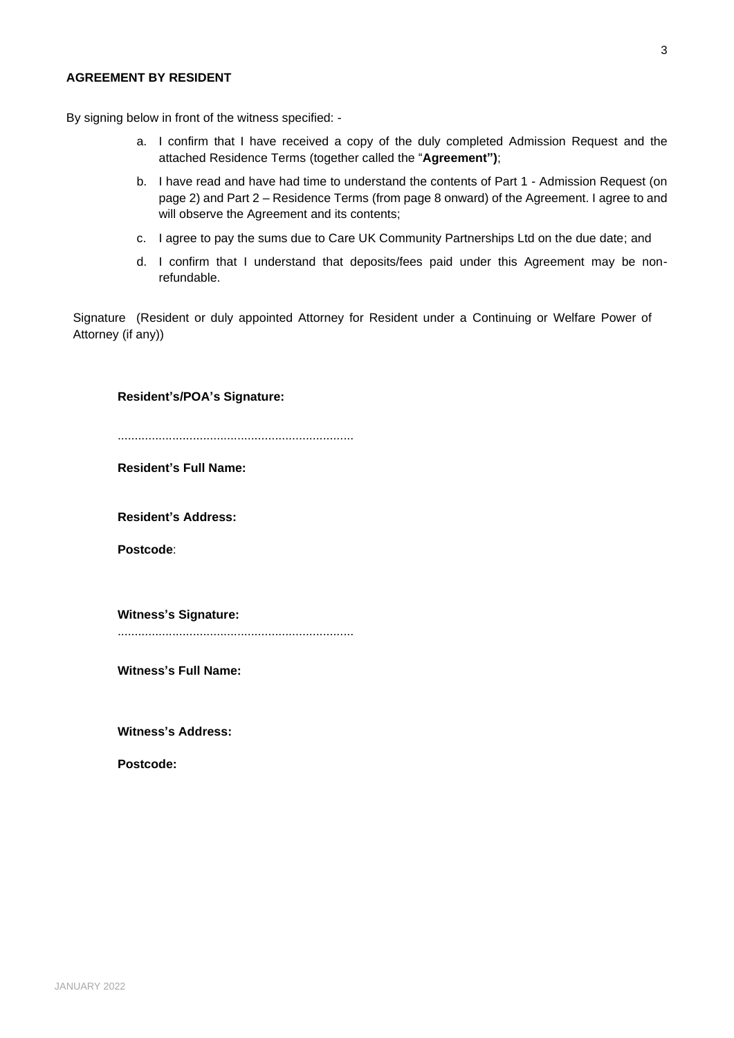**AGREEMENT BY RESIDENT**

By signing below in front of the witness specified: -

a. I confirm that I have received a copy of the duly completed Admission Request and the attached Residence Terms (together called the "**Agreement")**;

b. I have read and have had time to understand the contents of Part 1 - Admission Request (on page 2) and Part 2 – Residence Terms (from page 8 onward) of the Agreement. I agree to and will observe the Agreement and its contents;

c. I agree to pay the sums due to Care UK Community Partnerships Ltd on the due date; and

d. I confirm that I understand that deposits/fees paid under this Agreement may be non-refundable.

Signature (Resident or duly appointed Attorney for Resident under a Continuing or Welfare Power of Attorney (if any))

**Resident's/POA's Signature:**

....................................................................

**Resident's Full Name:**

**Resident's Address:**

**Postcode**:

**Witness's Signature:**

....................................................................

**Witness's Full Name:**

**Witness's Address:**

**Postcode:**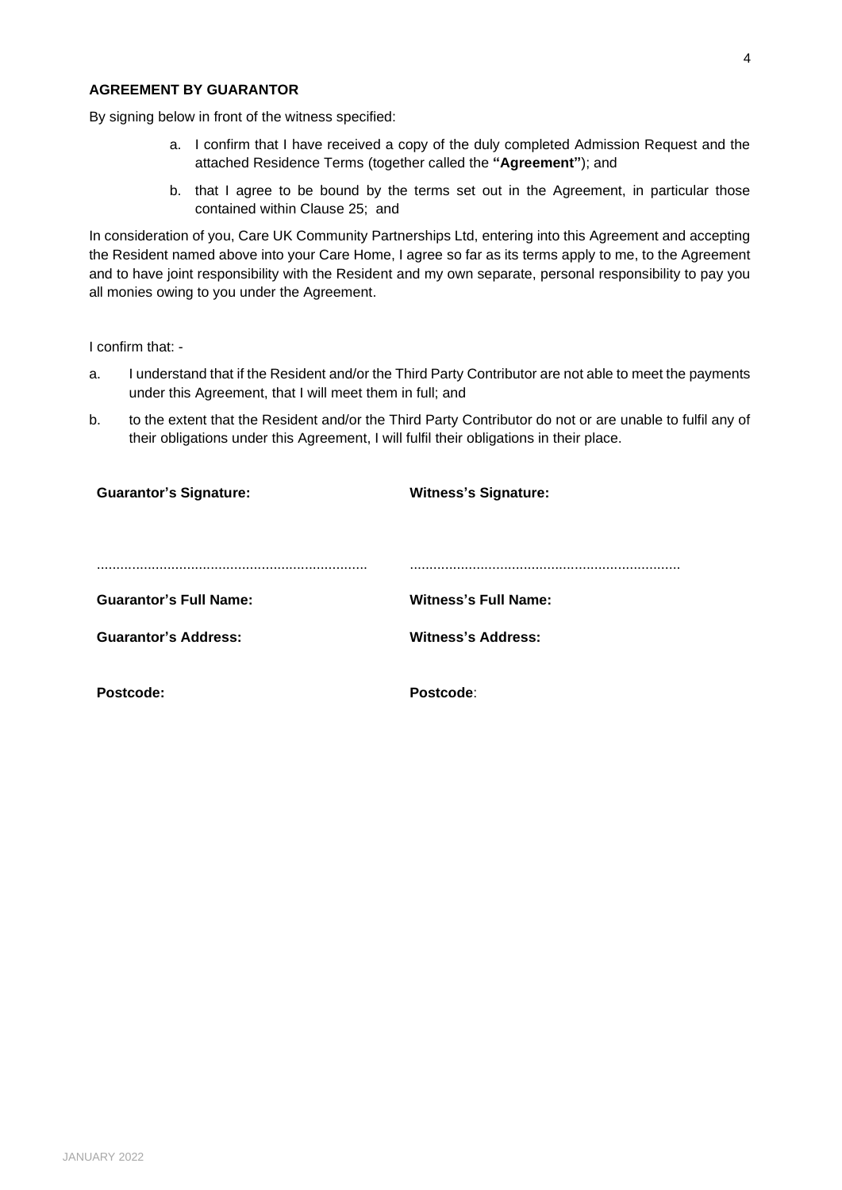**AGREEMENT BY GUARANTOR**

By signing below in front of the witness specified:

a. I confirm that I have received a copy of the duly completed Admission Request and the attached Residence Terms (together called the **"Agreement"**); and

b. that I agree to be bound by the terms set out in the Agreement, in particular those contained within Clause 25; and

In consideration of you, Care UK Community Partnerships Ltd, entering into this Agreement and accepting the Resident named above into your Care Home, I agree so far as its terms apply to me, to the Agreement and to have joint responsibility with the Resident and my own separate, personal responsibility to pay you all monies owing to you under the Agreement.

I confirm that: -

a. I understand that if the Resident and/or the Third Party Contributor are not able to meet the payments under this Agreement, that I will meet them in full; and

b. to the extent that the Resident and/or the Third Party Contributor do not or are unable to fulfil any of their obligations under this Agreement, I will fulfil their obligations in their place.

| **Guarantor's Signature:** | **Witness's Signature:** |
|---|---|
| ..................................................................... | ..................................................................... |
| **Guarantor's Full Name:** | **Witness's Full Name:** |
| **Guarantor's Address:** | **Witness's Address:** |
| **Postcode:** | **Postcode**: |

JANUARY 2022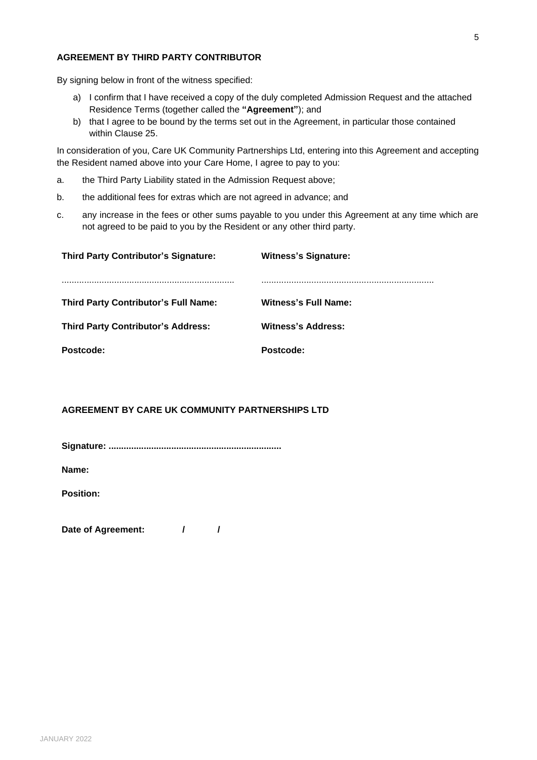**AGREEMENT BY THIRD PARTY CONTRIBUTOR**

By signing below in front of the witness specified:

a) I confirm that I have received a copy of the duly completed Admission Request and the attached Residence Terms (together called the **"Agreement"**); and
b) that I agree to be bound by the terms set out in the Agreement, in particular those contained within Clause 25.

In consideration of you, Care UK Community Partnerships Ltd, entering into this Agreement and accepting the Resident named above into your Care Home, I agree to pay to you:

a. the Third Party Liability stated in the Admission Request above;

b. the additional fees for extras which are not agreed in advance; and

c. any increase in the fees or other sums payable to you under this Agreement at any time which are not agreed to be paid to you by the Resident or any other third party.

| **Third Party Contributor's Signature:** | **Witness's Signature:** |
|---|---|
| ..................................................................... | ..................................................................... |
| **Third Party Contributor's Full Name:** | **Witness's Full Name:** |
| **Third Party Contributor's Address:** | **Witness's Address:** |
| **Postcode:** | **Postcode:** |

**AGREEMENT BY CARE UK COMMUNITY PARTNERSHIPS LTD**

**Signature: ....................................................................**

**Name:**

**Position:**

**Date of Agreement: / /**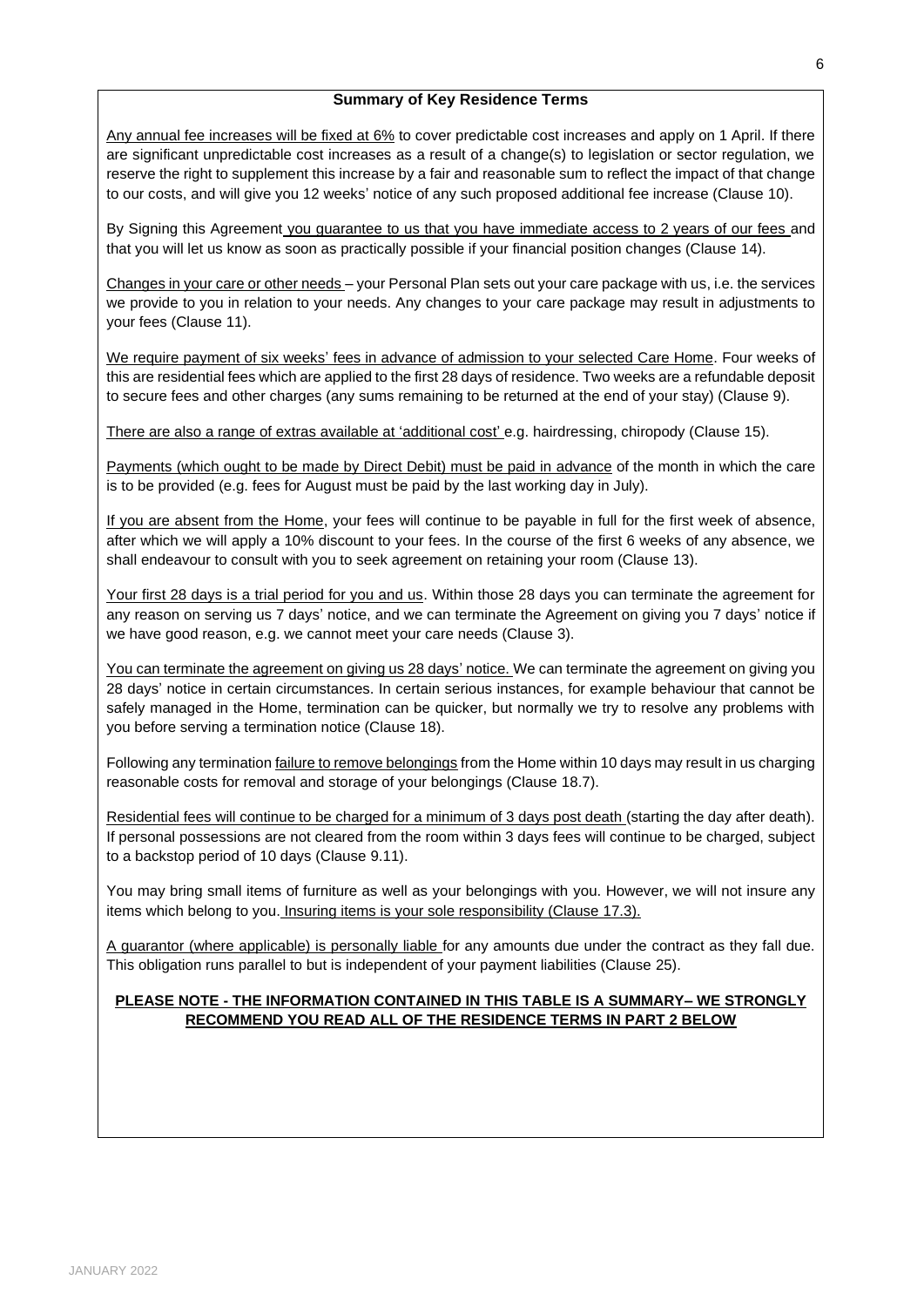### Summary of Key Residence Terms

Any annual fee increases will be fixed at 6% to cover predictable cost increases and apply on 1 April. If there are significant unpredictable cost increases as a result of a change(s) to legislation or sector regulation, we reserve the right to supplement this increase by a fair and reasonable sum to reflect the impact of that change to our costs, and will give you 12 weeks' notice of any such proposed additional fee increase (Clause 10).

By Signing this Agreement you guarantee to us that you have immediate access to 2 years of our fees and that you will let us know as soon as practically possible if your financial position changes (Clause 14).

Changes in your care or other needs – your Personal Plan sets out your care package with us, i.e. the services we provide to you in relation to your needs. Any changes to your care package may result in adjustments to your fees (Clause 11).

We require payment of six weeks' fees in advance of admission to your selected Care Home. Four weeks of this are residential fees which are applied to the first 28 days of residence. Two weeks are a refundable deposit to secure fees and other charges (any sums remaining to be returned at the end of your stay) (Clause 9).

There are also a range of extras available at 'additional cost' e.g. hairdressing, chiropody (Clause 15).

Payments (which ought to be made by Direct Debit) must be paid in advance of the month in which the care is to be provided (e.g. fees for August must be paid by the last working day in July).

If you are absent from the Home, your fees will continue to be payable in full for the first week of absence, after which we will apply a 10% discount to your fees. In the course of the first 6 weeks of any absence, we shall endeavour to consult with you to seek agreement on retaining your room (Clause 13).

Your first 28 days is a trial period for you and us. Within those 28 days you can terminate the agreement for any reason on serving us 7 days' notice, and we can terminate the Agreement on giving you 7 days' notice if we have good reason, e.g. we cannot meet your care needs (Clause 3).

You can terminate the agreement on giving us 28 days' notice. We can terminate the agreement on giving you 28 days' notice in certain circumstances. In certain serious instances, for example behaviour that cannot be safely managed in the Home, termination can be quicker, but normally we try to resolve any problems with you before serving a termination notice (Clause 18).

Following any termination failure to remove belongings from the Home within 10 days may result in us charging reasonable costs for removal and storage of your belongings (Clause 18.7).

Residential fees will continue to be charged for a minimum of 3 days post death (starting the day after death). If personal possessions are not cleared from the room within 3 days fees will continue to be charged, subject to a backstop period of 10 days (Clause 9.11).

You may bring small items of furniture as well as your belongings with you. However, we will not insure any items which belong to you. Insuring items is your sole responsibility (Clause 17.3).

A guarantor (where applicable) is personally liable for any amounts due under the contract as they fall due. This obligation runs parallel to but is independent of your payment liabilities (Clause 25).

**PLEASE NOTE - THE INFORMATION CONTAINED IN THIS TABLE IS A SUMMARY– WE STRONGLY RECOMMEND YOU READ ALL OF THE RESIDENCE TERMS IN PART 2 BELOW**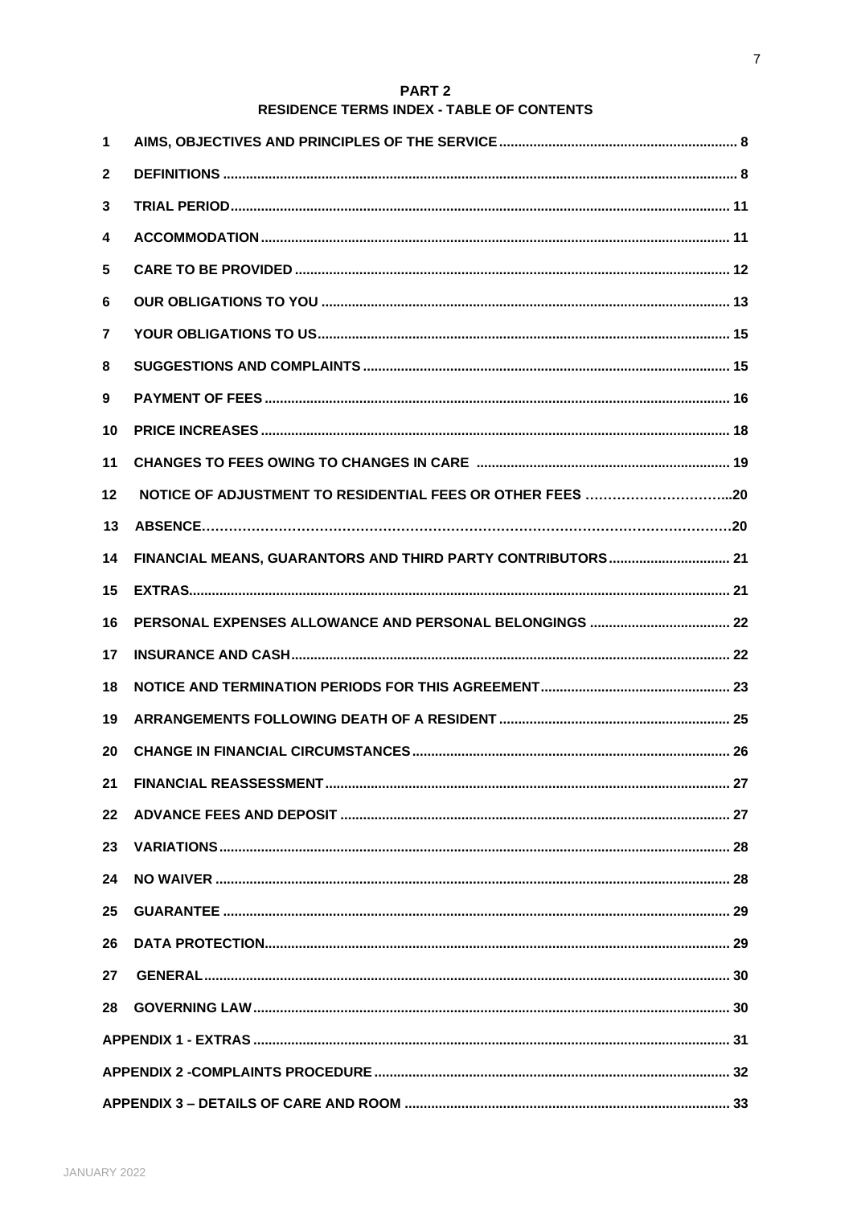# PART 2

## RESIDENCE TERMS INDEX - TABLE OF CONTENTS

| | | |
|---|---|---|
| 1 | AIMS, OBJECTIVES AND PRINCIPLES OF THE SERVICE | 8 |
| 2 | DEFINITIONS | 8 |
| 3 | TRIAL PERIOD | 11 |
| 4 | ACCOMMODATION | 11 |
| 5 | CARE TO BE PROVIDED | 12 |
| 6 | OUR OBLIGATIONS TO YOU | 13 |
| 7 | YOUR OBLIGATIONS TO US | 15 |
| 8 | SUGGESTIONS AND COMPLAINTS | 15 |
| 9 | PAYMENT OF FEES | 16 |
| 10 | PRICE INCREASES | 18 |
| 11 | CHANGES TO FEES OWING TO CHANGES IN CARE | 19 |
| 12 | NOTICE OF ADJUSTMENT TO RESIDENTIAL FEES OR OTHER FEES | 20 |
| 13 | ABSENCE | 20 |
| 14 | FINANCIAL MEANS, GUARANTORS AND THIRD PARTY CONTRIBUTORS | 21 |
| 15 | EXTRAS | 21 |
| 16 | PERSONAL EXPENSES ALLOWANCE AND PERSONAL BELONGINGS | 22 |
| 17 | INSURANCE AND CASH | 22 |
| 18 | NOTICE AND TERMINATION PERIODS FOR THIS AGREEMENT | 23 |
| 19 | ARRANGEMENTS FOLLOWING DEATH OF A RESIDENT | 25 |
| 20 | CHANGE IN FINANCIAL CIRCUMSTANCES | 26 |
| 21 | FINANCIAL REASSESSMENT | 27 |
| 22 | ADVANCE FEES AND DEPOSIT | 27 |
| 23 | VARIATIONS | 28 |
| 24 | NO WAIVER | 28 |
| 25 | GUARANTEE | 29 |
| 26 | DATA PROTECTION | 29 |
| 27 | GENERAL | 30 |
| 28 | GOVERNING LAW | 30 |
| | APPENDIX 1 - EXTRAS | 31 |
| | APPENDIX 2 - COMPLAINTS PROCEDURE | 32 |
| | APPENDIX 3 – DETAILS OF CARE AND ROOM | 33 |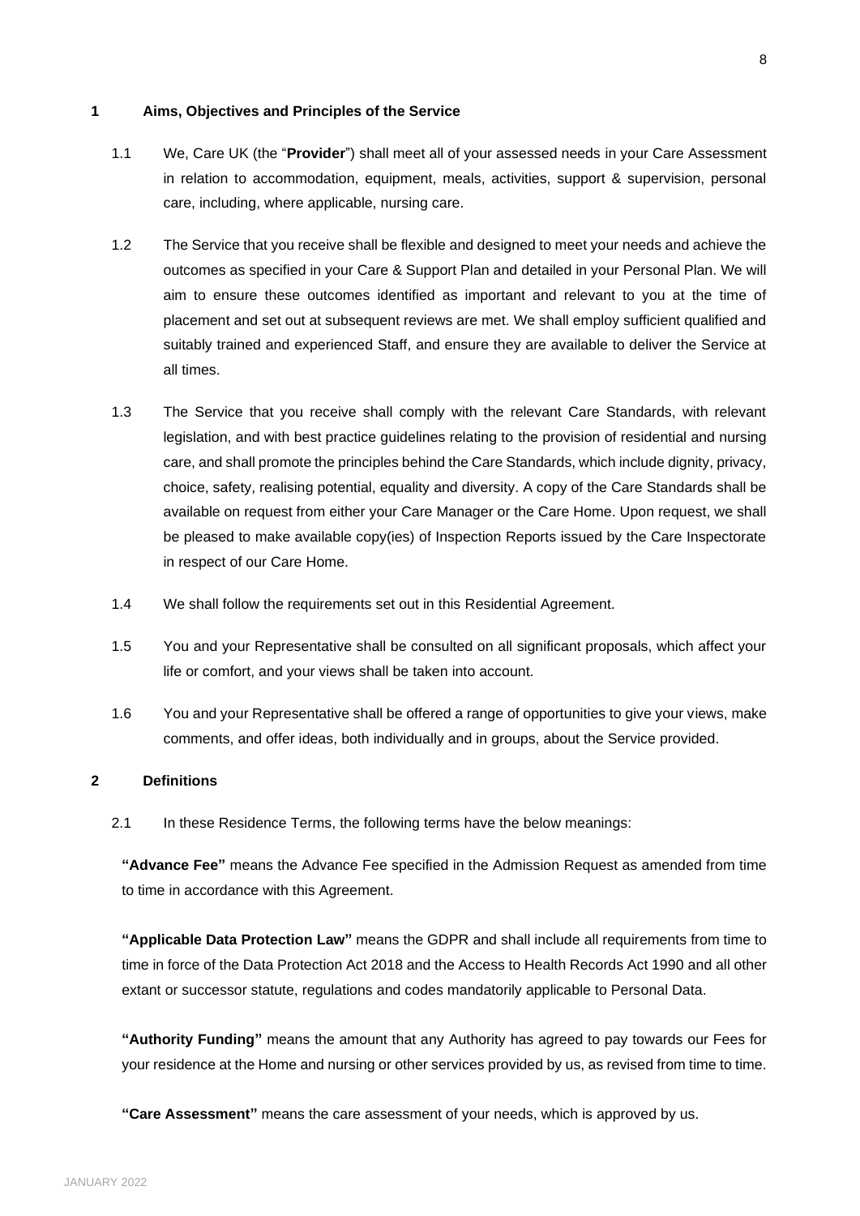## 1 Aims, Objectives and Principles of the Service

1.1 We, Care UK (the "**Provider**") shall meet all of your assessed needs in your Care Assessment in relation to accommodation, equipment, meals, activities, support & supervision, personal care, including, where applicable, nursing care.

1.2 The Service that you receive shall be flexible and designed to meet your needs and achieve the outcomes as specified in your Care & Support Plan and detailed in your Personal Plan. We will aim to ensure these outcomes identified as important and relevant to you at the time of placement and set out at subsequent reviews are met. We shall employ sufficient qualified and suitably trained and experienced Staff, and ensure they are available to deliver the Service at all times.

1.3 The Service that you receive shall comply with the relevant Care Standards, with relevant legislation, and with best practice guidelines relating to the provision of residential and nursing care, and shall promote the principles behind the Care Standards, which include dignity, privacy, choice, safety, realising potential, equality and diversity. A copy of the Care Standards shall be available on request from either your Care Manager or the Care Home. Upon request, we shall be pleased to make available copy(ies) of Inspection Reports issued by the Care Inspectorate in respect of our Care Home.

1.4 We shall follow the requirements set out in this Residential Agreement.

1.5 You and your Representative shall be consulted on all significant proposals, which affect your life or comfort, and your views shall be taken into account.

1.6 You and your Representative shall be offered a range of opportunities to give your views, make comments, and offer ideas, both individually and in groups, about the Service provided.

## 2 Definitions

2.1 In these Residence Terms, the following terms have the below meanings:

**"Advance Fee"** means the Advance Fee specified in the Admission Request as amended from time to time in accordance with this Agreement.

**"Applicable Data Protection Law"** means the GDPR and shall include all requirements from time to time in force of the Data Protection Act 2018 and the Access to Health Records Act 1990 and all other extant or successor statute, regulations and codes mandatorily applicable to Personal Data.

**"Authority Funding"** means the amount that any Authority has agreed to pay towards our Fees for your residence at the Home and nursing or other services provided by us, as revised from time to time.

**"Care Assessment"** means the care assessment of your needs, which is approved by us.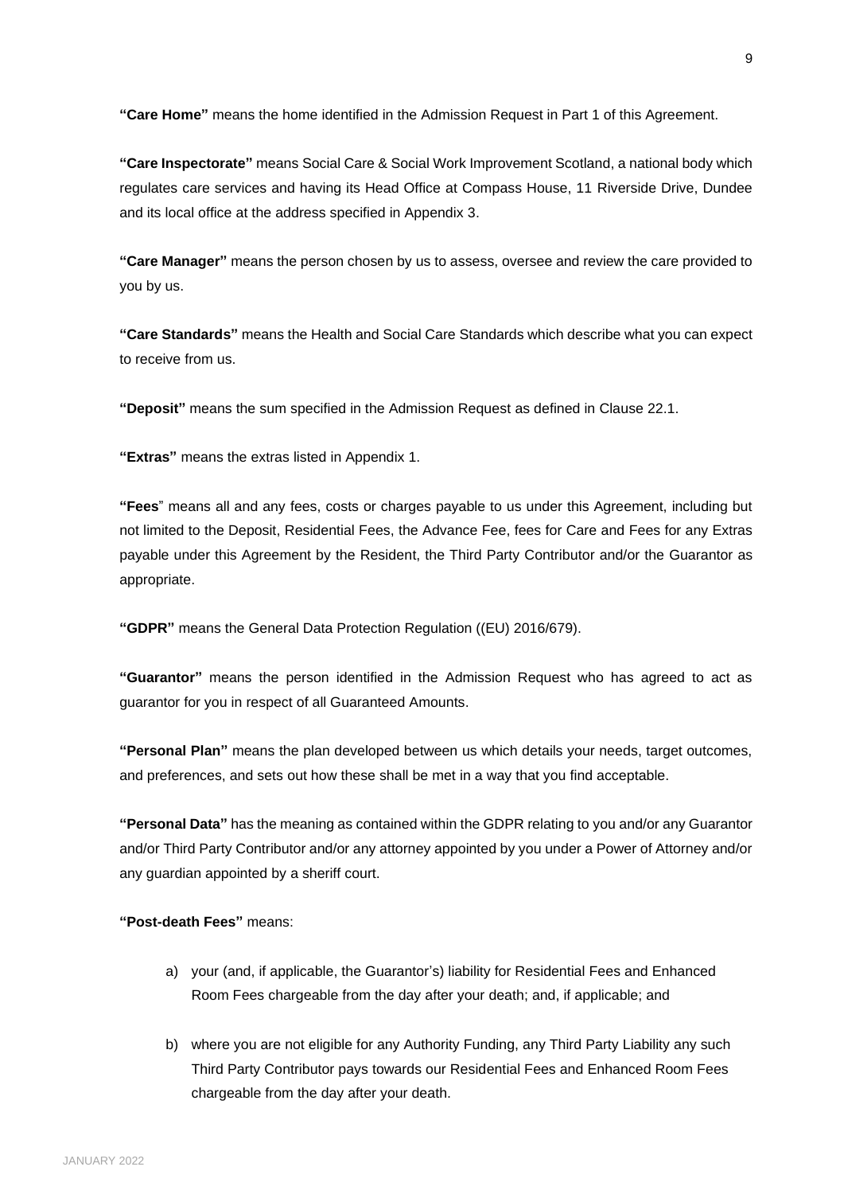**"Care Home"** means the home identified in the Admission Request in Part 1 of this Agreement.

**"Care Inspectorate"** means Social Care & Social Work Improvement Scotland, a national body which regulates care services and having its Head Office at Compass House, 11 Riverside Drive, Dundee and its local office at the address specified in Appendix 3.

**"Care Manager"** means the person chosen by us to assess, oversee and review the care provided to you by us.

**"Care Standards"** means the Health and Social Care Standards which describe what you can expect to receive from us.

**"Deposit"** means the sum specified in the Admission Request as defined in Clause 22.1.

**"Extras"** means the extras listed in Appendix 1.

**"Fees**" means all and any fees, costs or charges payable to us under this Agreement, including but not limited to the Deposit, Residential Fees, the Advance Fee, fees for Care and Fees for any Extras payable under this Agreement by the Resident, the Third Party Contributor and/or the Guarantor as appropriate.

**"GDPR"** means the General Data Protection Regulation ((EU) 2016/679).

**"Guarantor"** means the person identified in the Admission Request who has agreed to act as guarantor for you in respect of all Guaranteed Amounts.

**"Personal Plan"** means the plan developed between us which details your needs, target outcomes, and preferences, and sets out how these shall be met in a way that you find acceptable.

**"Personal Data"** has the meaning as contained within the GDPR relating to you and/or any Guarantor and/or Third Party Contributor and/or any attorney appointed by you under a Power of Attorney and/or any guardian appointed by a sheriff court.

**"Post-death Fees"** means:

a) your (and, if applicable, the Guarantor's) liability for Residential Fees and Enhanced Room Fees chargeable from the day after your death; and, if applicable; and

b) where you are not eligible for any Authority Funding, any Third Party Liability any such Third Party Contributor pays towards our Residential Fees and Enhanced Room Fees chargeable from the day after your death.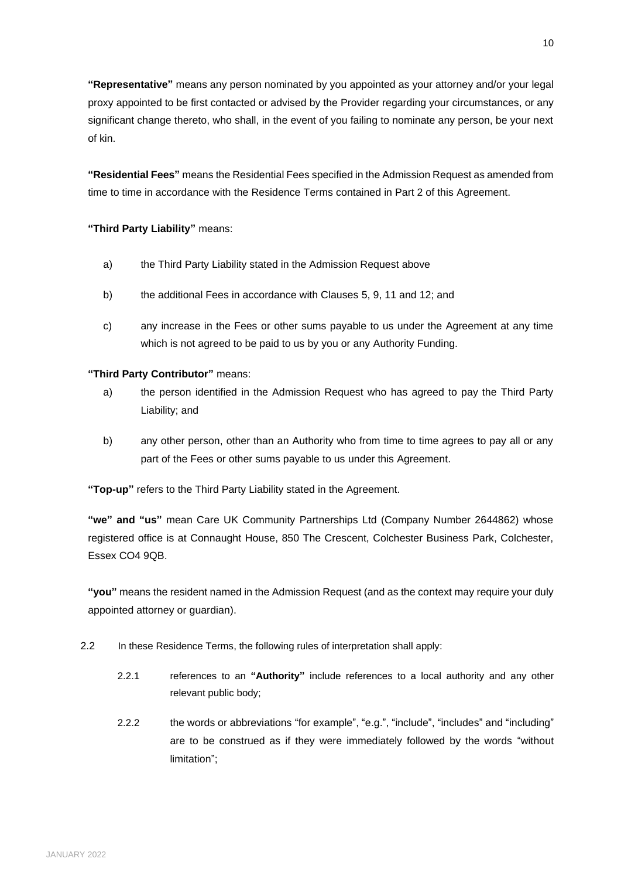**"Representative"** means any person nominated by you appointed as your attorney and/or your legal proxy appointed to be first contacted or advised by the Provider regarding your circumstances, or any significant change thereto, who shall, in the event of you failing to nominate any person, be your next of kin.

**"Residential Fees"** means the Residential Fees specified in the Admission Request as amended from time to time in accordance with the Residence Terms contained in Part 2 of this Agreement.

**"Third Party Liability"** means:

a) the Third Party Liability stated in the Admission Request above

b) the additional Fees in accordance with Clauses 5, 9, 11 and 12; and

c) any increase in the Fees or other sums payable to us under the Agreement at any time which is not agreed to be paid to us by you or any Authority Funding.

**"Third Party Contributor"** means:

a) the person identified in the Admission Request who has agreed to pay the Third Party Liability; and

b) any other person, other than an Authority who from time to time agrees to pay all or any part of the Fees or other sums payable to us under this Agreement.

**"Top-up"** refers to the Third Party Liability stated in the Agreement.

**"we" and "us"** mean Care UK Community Partnerships Ltd (Company Number 2644862) whose registered office is at Connaught House, 850 The Crescent, Colchester Business Park, Colchester, Essex CO4 9QB.

**"you"** means the resident named in the Admission Request (and as the context may require your duly appointed attorney or guardian).

2.2 In these Residence Terms, the following rules of interpretation shall apply:

2.2.1 references to an **"Authority"** include references to a local authority and any other relevant public body;

2.2.2 the words or abbreviations "for example", "e.g.", "include", "includes" and "including" are to be construed as if they were immediately followed by the words "without limitation";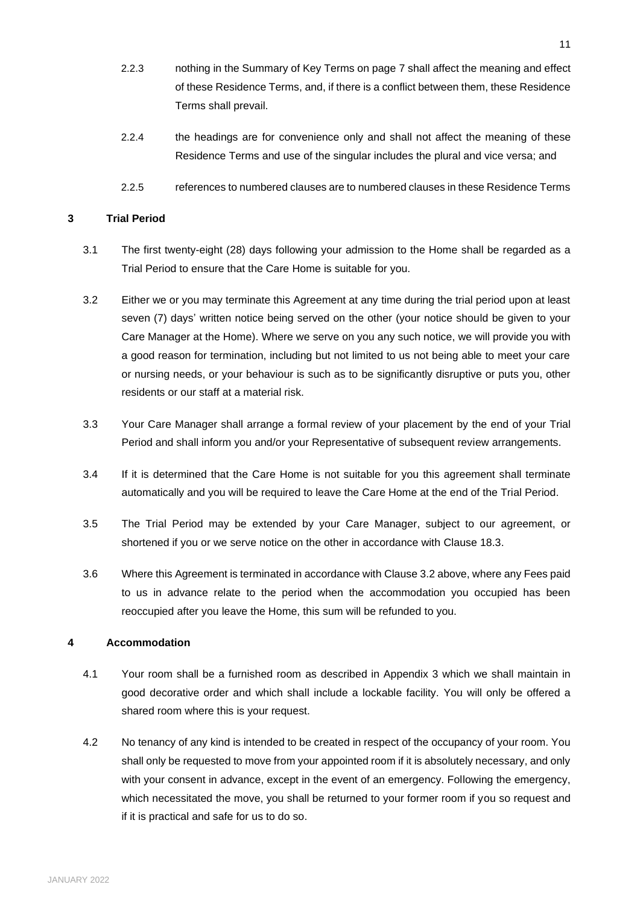2.2.3 nothing in the Summary of Key Terms on page 7 shall affect the meaning and effect of these Residence Terms, and, if there is a conflict between them, these Residence Terms shall prevail.

2.2.4 the headings are for convenience only and shall not affect the meaning of these Residence Terms and use of the singular includes the plural and vice versa; and

2.2.5 references to numbered clauses are to numbered clauses in these Residence Terms

## 3 Trial Period

3.1 The first twenty-eight (28) days following your admission to the Home shall be regarded as a Trial Period to ensure that the Care Home is suitable for you.

3.2 Either we or you may terminate this Agreement at any time during the trial period upon at least seven (7) days' written notice being served on the other (your notice should be given to your Care Manager at the Home). Where we serve on you any such notice, we will provide you with a good reason for termination, including but not limited to us not being able to meet your care or nursing needs, or your behaviour is such as to be significantly disruptive or puts you, other residents or our staff at a material risk.

3.3 Your Care Manager shall arrange a formal review of your placement by the end of your Trial Period and shall inform you and/or your Representative of subsequent review arrangements.

3.4 If it is determined that the Care Home is not suitable for you this agreement shall terminate automatically and you will be required to leave the Care Home at the end of the Trial Period.

3.5 The Trial Period may be extended by your Care Manager, subject to our agreement, or shortened if you or we serve notice on the other in accordance with Clause 18.3.

3.6 Where this Agreement is terminated in accordance with Clause 3.2 above, where any Fees paid to us in advance relate to the period when the accommodation you occupied has been reoccupied after you leave the Home, this sum will be refunded to you.

## 4 Accommodation

4.1 Your room shall be a furnished room as described in Appendix 3 which we shall maintain in good decorative order and which shall include a lockable facility. You will only be offered a shared room where this is your request.

4.2 No tenancy of any kind is intended to be created in respect of the occupancy of your room. You shall only be requested to move from your appointed room if it is absolutely necessary, and only with your consent in advance, except in the event of an emergency. Following the emergency, which necessitated the move, you shall be returned to your former room if you so request and if it is practical and safe for us to do so.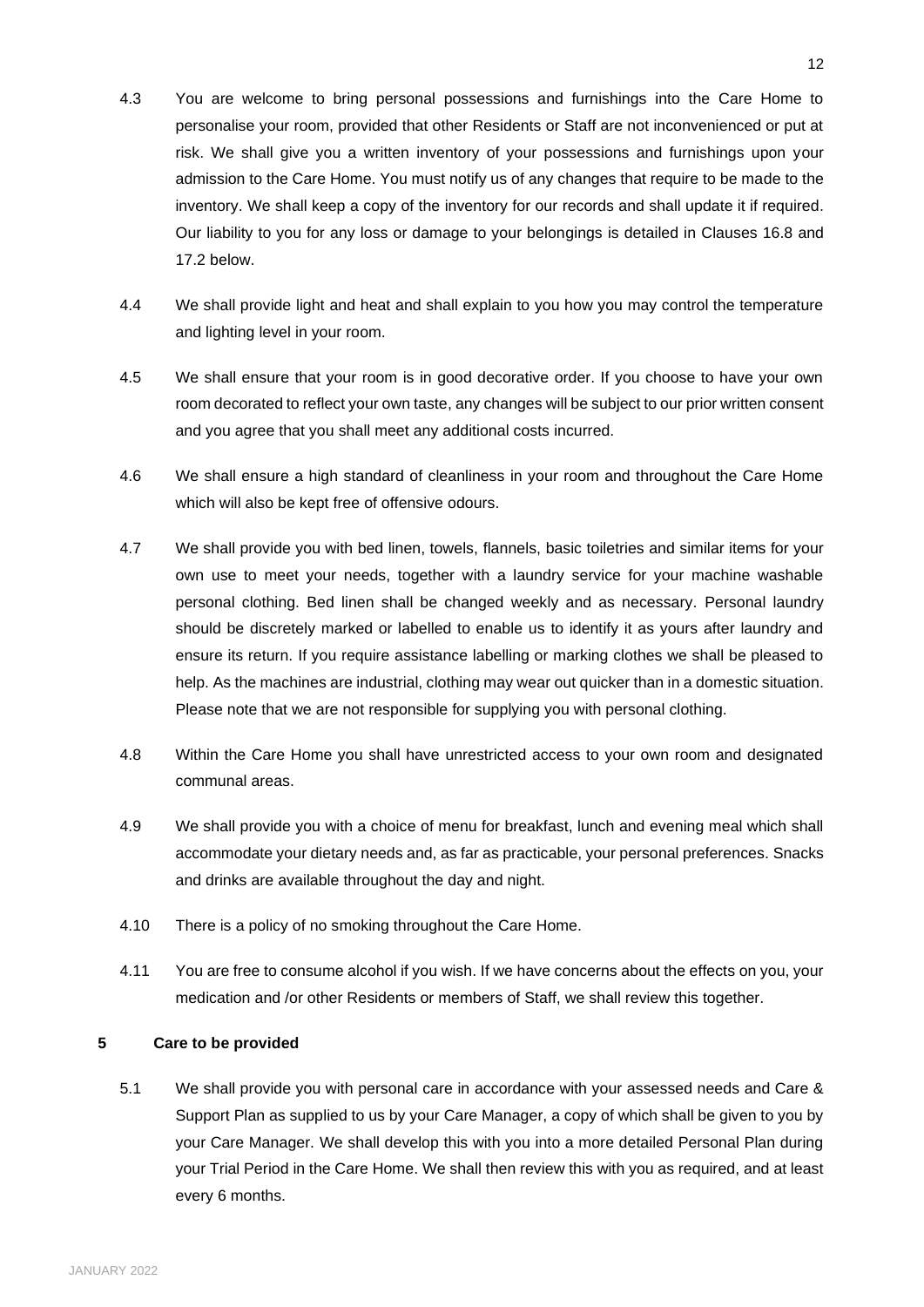4.3 You are welcome to bring personal possessions and furnishings into the Care Home to personalise your room, provided that other Residents or Staff are not inconvenienced or put at risk. We shall give you a written inventory of your possessions and furnishings upon your admission to the Care Home. You must notify us of any changes that require to be made to the inventory. We shall keep a copy of the inventory for our records and shall update it if required. Our liability to you for any loss or damage to your belongings is detailed in Clauses 16.8 and 17.2 below.

4.4 We shall provide light and heat and shall explain to you how you may control the temperature and lighting level in your room.

4.5 We shall ensure that your room is in good decorative order. If you choose to have your own room decorated to reflect your own taste, any changes will be subject to our prior written consent and you agree that you shall meet any additional costs incurred.

4.6 We shall ensure a high standard of cleanliness in your room and throughout the Care Home which will also be kept free of offensive odours.

4.7 We shall provide you with bed linen, towels, flannels, basic toiletries and similar items for your own use to meet your needs, together with a laundry service for your machine washable personal clothing. Bed linen shall be changed weekly and as necessary. Personal laundry should be discretely marked or labelled to enable us to identify it as yours after laundry and ensure its return. If you require assistance labelling or marking clothes we shall be pleased to help. As the machines are industrial, clothing may wear out quicker than in a domestic situation. Please note that we are not responsible for supplying you with personal clothing.

4.8 Within the Care Home you shall have unrestricted access to your own room and designated communal areas.

4.9 We shall provide you with a choice of menu for breakfast, lunch and evening meal which shall accommodate your dietary needs and, as far as practicable, your personal preferences. Snacks and drinks are available throughout the day and night.

4.10 There is a policy of no smoking throughout the Care Home.

4.11 You are free to consume alcohol if you wish. If we have concerns about the effects on you, your medication and /or other Residents or members of Staff, we shall review this together.

## 5 Care to be provided

5.1 We shall provide you with personal care in accordance with your assessed needs and Care & Support Plan as supplied to us by your Care Manager, a copy of which shall be given to you by your Care Manager. We shall develop this with you into a more detailed Personal Plan during your Trial Period in the Care Home. We shall then review this with you as required, and at least every 6 months.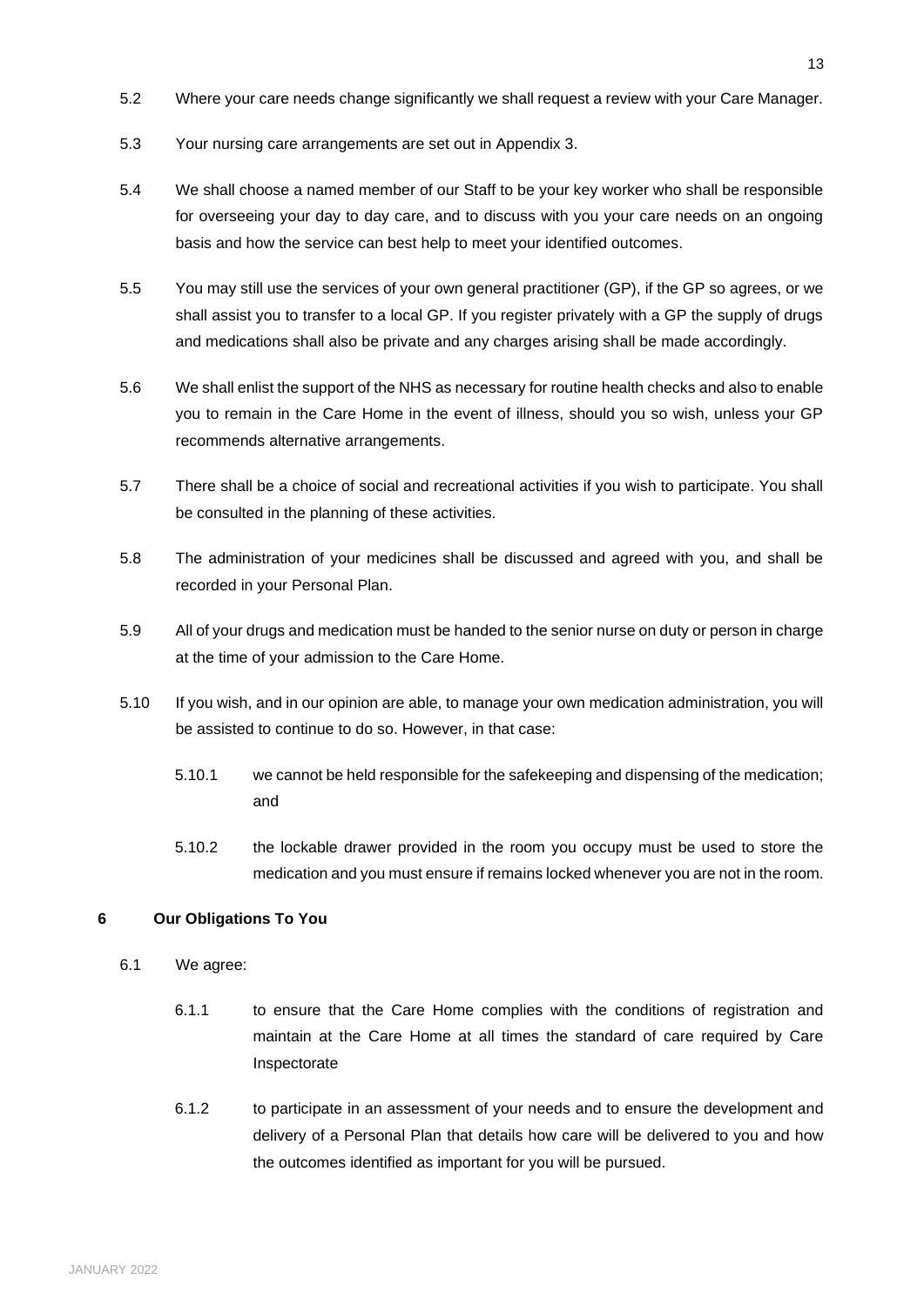5.2 Where your care needs change significantly we shall request a review with your Care Manager.

5.3 Your nursing care arrangements are set out in Appendix 3.

5.4 We shall choose a named member of our Staff to be your key worker who shall be responsible for overseeing your day to day care, and to discuss with you your care needs on an ongoing basis and how the service can best help to meet your identified outcomes.

5.5 You may still use the services of your own general practitioner (GP), if the GP so agrees, or we shall assist you to transfer to a local GP. If you register privately with a GP the supply of drugs and medications shall also be private and any charges arising shall be made accordingly.

5.6 We shall enlist the support of the NHS as necessary for routine health checks and also to enable you to remain in the Care Home in the event of illness, should you so wish, unless your GP recommends alternative arrangements.

5.7 There shall be a choice of social and recreational activities if you wish to participate. You shall be consulted in the planning of these activities.

5.8 The administration of your medicines shall be discussed and agreed with you, and shall be recorded in your Personal Plan.

5.9 All of your drugs and medication must be handed to the senior nurse on duty or person in charge at the time of your admission to the Care Home.

5.10 If you wish, and in our opinion are able, to manage your own medication administration, you will be assisted to continue to do so. However, in that case:

5.10.1 we cannot be held responsible for the safekeeping and dispensing of the medication; and

5.10.2 the lockable drawer provided in the room you occupy must be used to store the medication and you must ensure if remains locked whenever you are not in the room.

**6 Our Obligations To You**

6.1 We agree:

6.1.1 to ensure that the Care Home complies with the conditions of registration and maintain at the Care Home at all times the standard of care required by Care Inspectorate

6.1.2 to participate in an assessment of your needs and to ensure the development and delivery of a Personal Plan that details how care will be delivered to you and how the outcomes identified as important for you will be pursued.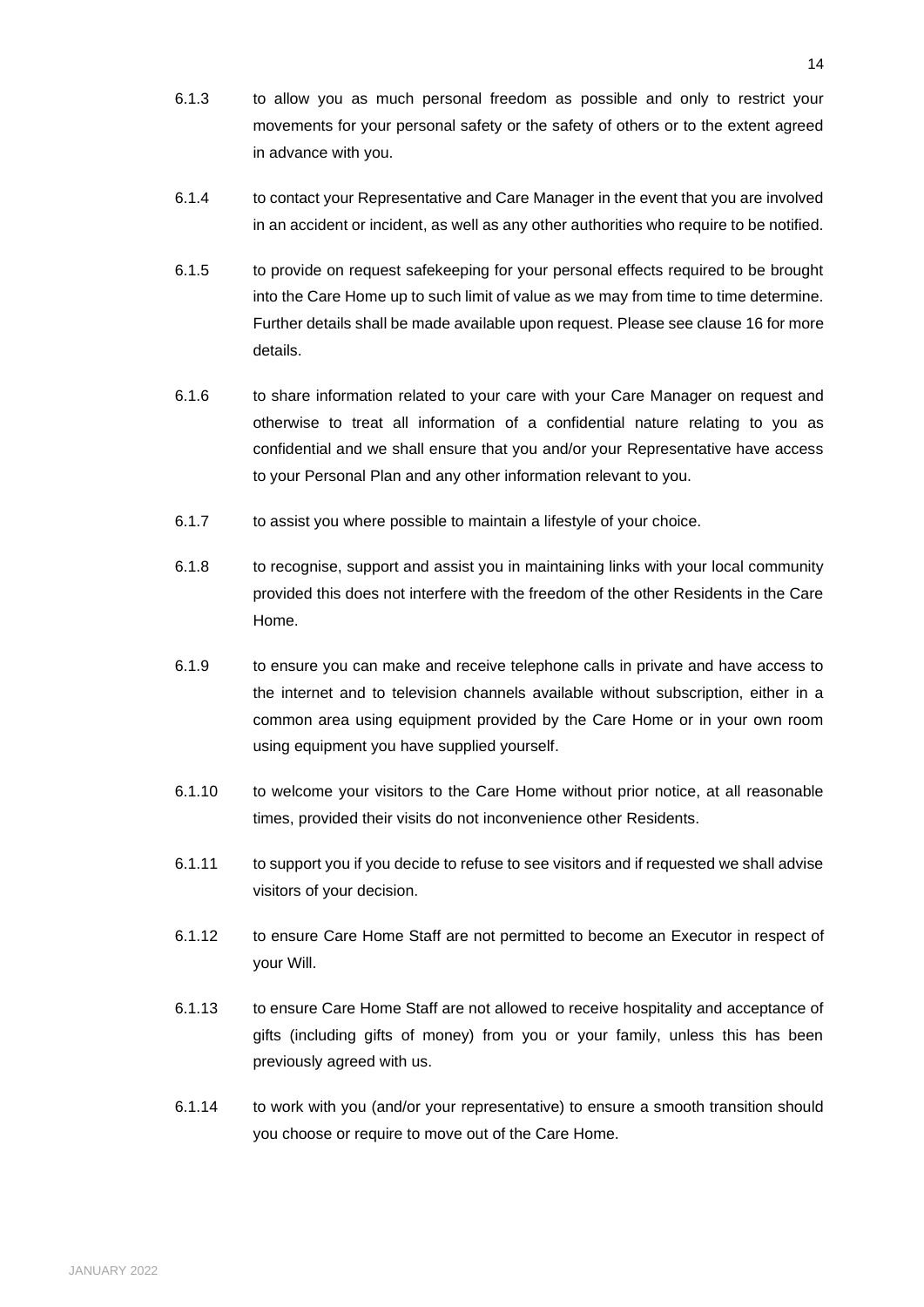6.1.3 to allow you as much personal freedom as possible and only to restrict your movements for your personal safety or the safety of others or to the extent agreed in advance with you.

6.1.4 to contact your Representative and Care Manager in the event that you are involved in an accident or incident, as well as any other authorities who require to be notified.

6.1.5 to provide on request safekeeping for your personal effects required to be brought into the Care Home up to such limit of value as we may from time to time determine. Further details shall be made available upon request. Please see clause 16 for more details.

6.1.6 to share information related to your care with your Care Manager on request and otherwise to treat all information of a confidential nature relating to you as confidential and we shall ensure that you and/or your Representative have access to your Personal Plan and any other information relevant to you.

6.1.7 to assist you where possible to maintain a lifestyle of your choice.

6.1.8 to recognise, support and assist you in maintaining links with your local community provided this does not interfere with the freedom of the other Residents in the Care Home.

6.1.9 to ensure you can make and receive telephone calls in private and have access to the internet and to television channels available without subscription, either in a common area using equipment provided by the Care Home or in your own room using equipment you have supplied yourself.

6.1.10 to welcome your visitors to the Care Home without prior notice, at all reasonable times, provided their visits do not inconvenience other Residents.

6.1.11 to support you if you decide to refuse to see visitors and if requested we shall advise visitors of your decision.

6.1.12 to ensure Care Home Staff are not permitted to become an Executor in respect of your Will.

6.1.13 to ensure Care Home Staff are not allowed to receive hospitality and acceptance of gifts (including gifts of money) from you or your family, unless this has been previously agreed with us.

6.1.14 to work with you (and/or your representative) to ensure a smooth transition should you choose or require to move out of the Care Home.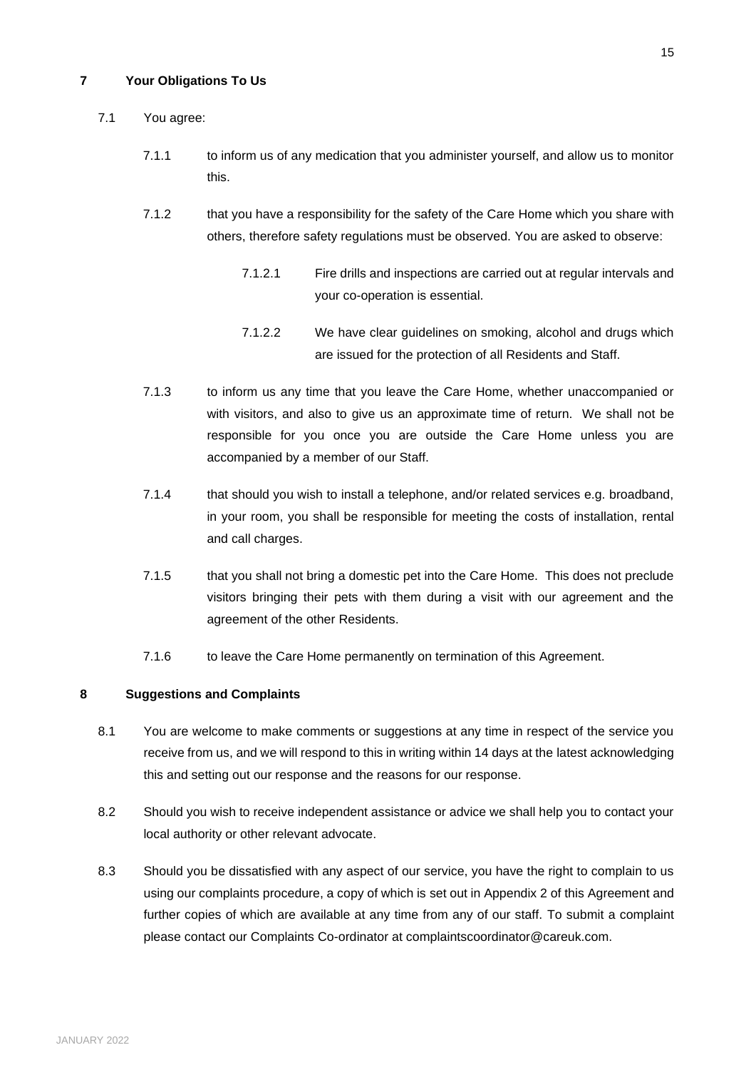## 7 Your Obligations To Us

7.1 You agree:

7.1.1 to inform us of any medication that you administer yourself, and allow us to monitor this.

7.1.2 that you have a responsibility for the safety of the Care Home which you share with others, therefore safety regulations must be observed. You are asked to observe:

7.1.2.1 Fire drills and inspections are carried out at regular intervals and your co-operation is essential.

7.1.2.2 We have clear guidelines on smoking, alcohol and drugs which are issued for the protection of all Residents and Staff.

7.1.3 to inform us any time that you leave the Care Home, whether unaccompanied or with visitors, and also to give us an approximate time of return. We shall not be responsible for you once you are outside the Care Home unless you are accompanied by a member of our Staff.

7.1.4 that should you wish to install a telephone, and/or related services e.g. broadband, in your room, you shall be responsible for meeting the costs of installation, rental and call charges.

7.1.5 that you shall not bring a domestic pet into the Care Home. This does not preclude visitors bringing their pets with them during a visit with our agreement and the agreement of the other Residents.

7.1.6 to leave the Care Home permanently on termination of this Agreement.

## 8 Suggestions and Complaints

8.1 You are welcome to make comments or suggestions at any time in respect of the service you receive from us, and we will respond to this in writing within 14 days at the latest acknowledging this and setting out our response and the reasons for our response.

8.2 Should you wish to receive independent assistance or advice we shall help you to contact your local authority or other relevant advocate.

8.3 Should you be dissatisfied with any aspect of our service, you have the right to complain to us using our complaints procedure, a copy of which is set out in Appendix 2 of this Agreement and further copies of which are available at any time from any of our staff. To submit a complaint please contact our Complaints Co-ordinator at complaintscoordinator@careuk.com.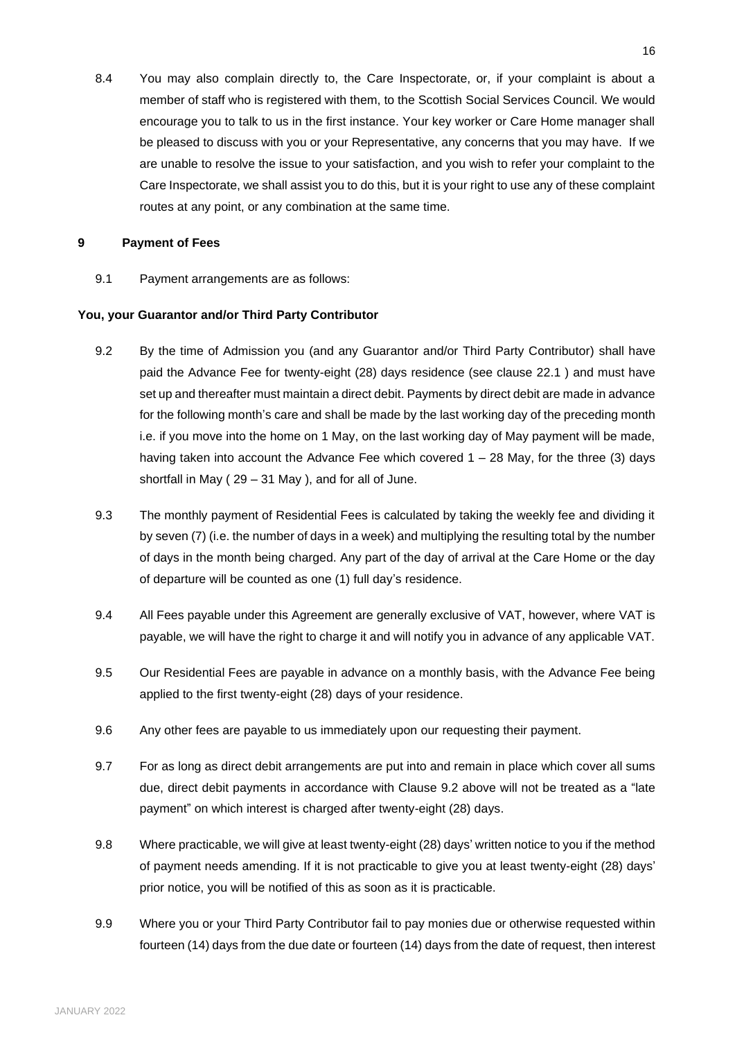8.4 You may also complain directly to, the Care Inspectorate, or, if your complaint is about a member of staff who is registered with them, to the Scottish Social Services Council. We would encourage you to talk to us in the first instance. Your key worker or Care Home manager shall be pleased to discuss with you or your Representative, any concerns that you may have. If we are unable to resolve the issue to your satisfaction, and you wish to refer your complaint to the Care Inspectorate, we shall assist you to do this, but it is your right to use any of these complaint routes at any point, or any combination at the same time.

## 9 Payment of Fees

9.1 Payment arrangements are as follows:

**You, your Guarantor and/or Third Party Contributor**

9.2 By the time of Admission you (and any Guarantor and/or Third Party Contributor) shall have paid the Advance Fee for twenty-eight (28) days residence (see clause 22.1 ) and must have set up and thereafter must maintain a direct debit. Payments by direct debit are made in advance for the following month's care and shall be made by the last working day of the preceding month i.e. if you move into the home on 1 May, on the last working day of May payment will be made, having taken into account the Advance Fee which covered 1 – 28 May, for the three (3) days shortfall in May ( 29 – 31 May ), and for all of June.

9.3 The monthly payment of Residential Fees is calculated by taking the weekly fee and dividing it by seven (7) (i.e. the number of days in a week) and multiplying the resulting total by the number of days in the month being charged. Any part of the day of arrival at the Care Home or the day of departure will be counted as one (1) full day's residence.

9.4 All Fees payable under this Agreement are generally exclusive of VAT, however, where VAT is payable, we will have the right to charge it and will notify you in advance of any applicable VAT.

9.5 Our Residential Fees are payable in advance on a monthly basis, with the Advance Fee being applied to the first twenty-eight (28) days of your residence.

9.6 Any other fees are payable to us immediately upon our requesting their payment.

9.7 For as long as direct debit arrangements are put into and remain in place which cover all sums due, direct debit payments in accordance with Clause 9.2 above will not be treated as a "late payment" on which interest is charged after twenty-eight (28) days.

9.8 Where practicable, we will give at least twenty-eight (28) days' written notice to you if the method of payment needs amending. If it is not practicable to give you at least twenty-eight (28) days' prior notice, you will be notified of this as soon as it is practicable.

9.9 Where you or your Third Party Contributor fail to pay monies due or otherwise requested within fourteen (14) days from the due date or fourteen (14) days from the date of request, then interest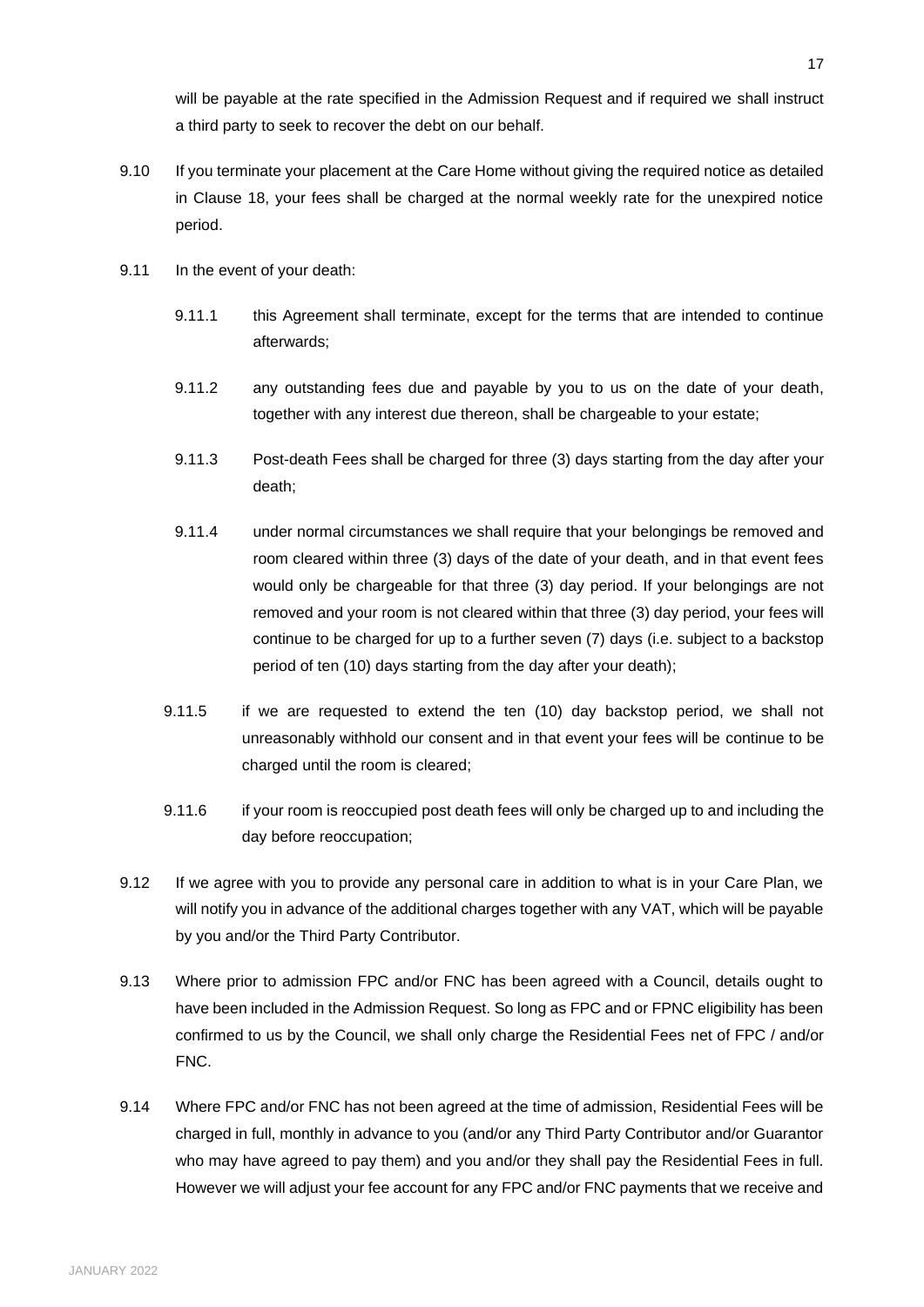will be payable at the rate specified in the Admission Request and if required we shall instruct a third party to seek to recover the debt on our behalf.

9.10 If you terminate your placement at the Care Home without giving the required notice as detailed in Clause 18, your fees shall be charged at the normal weekly rate for the unexpired notice period.

9.11 In the event of your death:

9.11.1 this Agreement shall terminate, except for the terms that are intended to continue afterwards;

9.11.2 any outstanding fees due and payable by you to us on the date of your death, together with any interest due thereon, shall be chargeable to your estate;

9.11.3 Post-death Fees shall be charged for three (3) days starting from the day after your death;

9.11.4 under normal circumstances we shall require that your belongings be removed and room cleared within three (3) days of the date of your death, and in that event fees would only be chargeable for that three (3) day period. If your belongings are not removed and your room is not cleared within that three (3) day period, your fees will continue to be charged for up to a further seven (7) days (i.e. subject to a backstop period of ten (10) days starting from the day after your death);

9.11.5 if we are requested to extend the ten (10) day backstop period, we shall not unreasonably withhold our consent and in that event your fees will be continue to be charged until the room is cleared;

9.11.6 if your room is reoccupied post death fees will only be charged up to and including the day before reoccupation;

9.12 If we agree with you to provide any personal care in addition to what is in your Care Plan, we will notify you in advance of the additional charges together with any VAT, which will be payable by you and/or the Third Party Contributor.

9.13 Where prior to admission FPC and/or FNC has been agreed with a Council, details ought to have been included in the Admission Request. So long as FPC and or FPNC eligibility has been confirmed to us by the Council, we shall only charge the Residential Fees net of FPC / and/or FNC.

9.14 Where FPC and/or FNC has not been agreed at the time of admission, Residential Fees will be charged in full, monthly in advance to you (and/or any Third Party Contributor and/or Guarantor who may have agreed to pay them) and you and/or they shall pay the Residential Fees in full. However we will adjust your fee account for any FPC and/or FNC payments that we receive and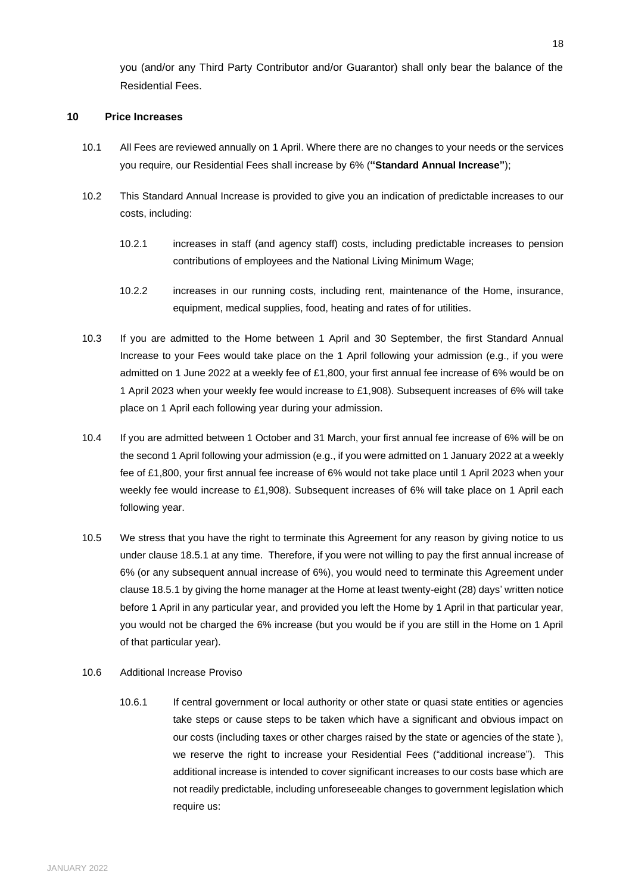you (and/or any Third Party Contributor and/or Guarantor) shall only bear the balance of the Residential Fees.

## 10 Price Increases

10.1 All Fees are reviewed annually on 1 April. Where there are no changes to your needs or the services you require, our Residential Fees shall increase by 6% (**"Standard Annual Increase"**);

10.2 This Standard Annual Increase is provided to give you an indication of predictable increases to our costs, including:

10.2.1 increases in staff (and agency staff) costs, including predictable increases to pension contributions of employees and the National Living Minimum Wage;

10.2.2 increases in our running costs, including rent, maintenance of the Home, insurance, equipment, medical supplies, food, heating and rates of for utilities.

10.3 If you are admitted to the Home between 1 April and 30 September, the first Standard Annual Increase to your Fees would take place on the 1 April following your admission (e.g., if you were admitted on 1 June 2022 at a weekly fee of £1,800, your first annual fee increase of 6% would be on 1 April 2023 when your weekly fee would increase to £1,908). Subsequent increases of 6% will take place on 1 April each following year during your admission.

10.4 If you are admitted between 1 October and 31 March, your first annual fee increase of 6% will be on the second 1 April following your admission (e.g., if you were admitted on 1 January 2022 at a weekly fee of £1,800, your first annual fee increase of 6% would not take place until 1 April 2023 when your weekly fee would increase to £1,908). Subsequent increases of 6% will take place on 1 April each following year.

10.5 We stress that you have the right to terminate this Agreement for any reason by giving notice to us under clause 18.5.1 at any time. Therefore, if you were not willing to pay the first annual increase of 6% (or any subsequent annual increase of 6%), you would need to terminate this Agreement under clause 18.5.1 by giving the home manager at the Home at least twenty-eight (28) days' written notice before 1 April in any particular year, and provided you left the Home by 1 April in that particular year, you would not be charged the 6% increase (but you would be if you are still in the Home on 1 April of that particular year).

10.6 Additional Increase Proviso

10.6.1 If central government or local authority or other state or quasi state entities or agencies take steps or cause steps to be taken which have a significant and obvious impact on our costs (including taxes or other charges raised by the state or agencies of the state ), we reserve the right to increase your Residential Fees ("additional increase"). This additional increase is intended to cover significant increases to our costs base which are not readily predictable, including unforeseeable changes to government legislation which require us: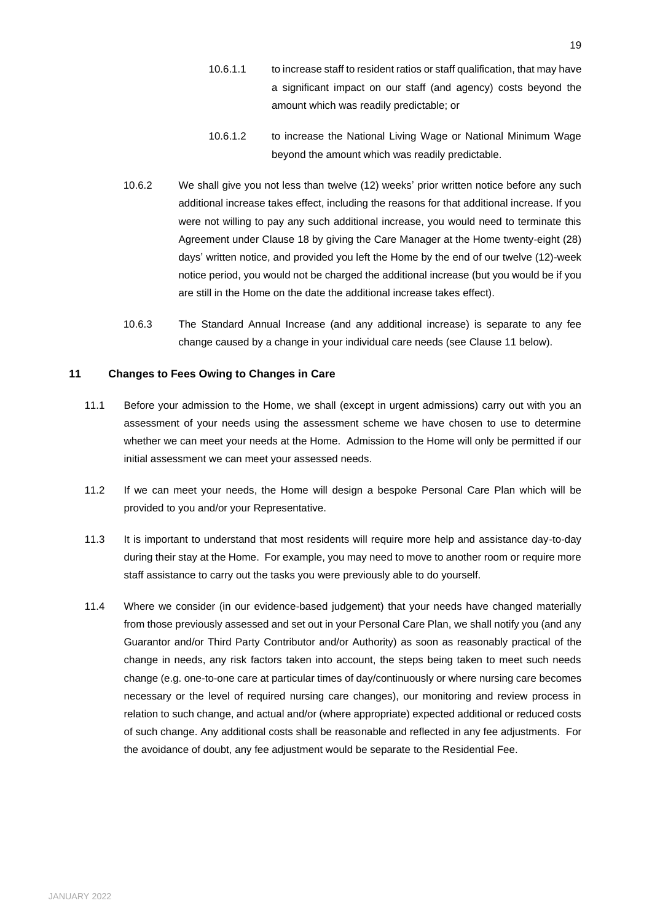10.6.1.1 to increase staff to resident ratios or staff qualification, that may have a significant impact on our staff (and agency) costs beyond the amount which was readily predictable; or

10.6.1.2 to increase the National Living Wage or National Minimum Wage beyond the amount which was readily predictable.

10.6.2 We shall give you not less than twelve (12) weeks' prior written notice before any such additional increase takes effect, including the reasons for that additional increase. If you were not willing to pay any such additional increase, you would need to terminate this Agreement under Clause 18 by giving the Care Manager at the Home twenty-eight (28) days' written notice, and provided you left the Home by the end of our twelve (12)-week notice period, you would not be charged the additional increase (but you would be if you are still in the Home on the date the additional increase takes effect).

10.6.3 The Standard Annual Increase (and any additional increase) is separate to any fee change caused by a change in your individual care needs (see Clause 11 below).

## 11 Changes to Fees Owing to Changes in Care

11.1 Before your admission to the Home, we shall (except in urgent admissions) carry out with you an assessment of your needs using the assessment scheme we have chosen to use to determine whether we can meet your needs at the Home. Admission to the Home will only be permitted if our initial assessment we can meet your assessed needs.

11.2 If we can meet your needs, the Home will design a bespoke Personal Care Plan which will be provided to you and/or your Representative.

11.3 It is important to understand that most residents will require more help and assistance day-to-day during their stay at the Home. For example, you may need to move to another room or require more staff assistance to carry out the tasks you were previously able to do yourself.

11.4 Where we consider (in our evidence-based judgement) that your needs have changed materially from those previously assessed and set out in your Personal Care Plan, we shall notify you (and any Guarantor and/or Third Party Contributor and/or Authority) as soon as reasonably practical of the change in needs, any risk factors taken into account, the steps being taken to meet such needs change (e.g. one-to-one care at particular times of day/continuously or where nursing care becomes necessary or the level of required nursing care changes), our monitoring and review process in relation to such change, and actual and/or (where appropriate) expected additional or reduced costs of such change. Any additional costs shall be reasonable and reflected in any fee adjustments. For the avoidance of doubt, any fee adjustment would be separate to the Residential Fee.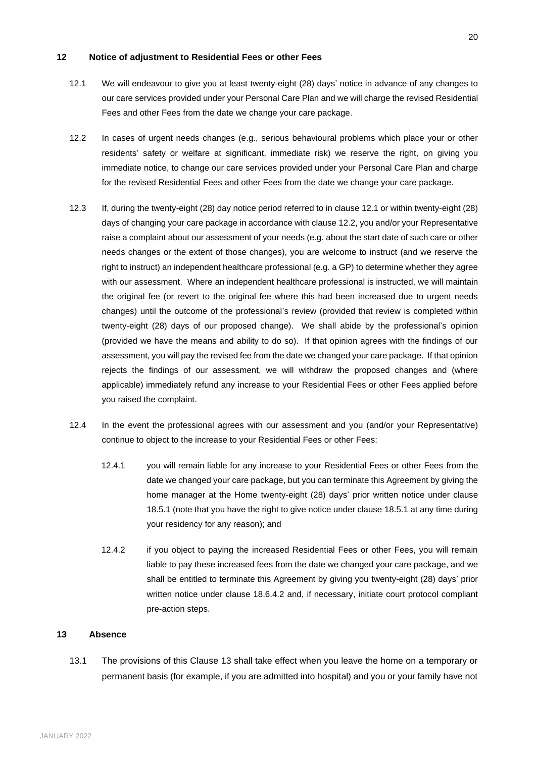## 12 Notice of adjustment to Residential Fees or other Fees

12.1 We will endeavour to give you at least twenty-eight (28) days' notice in advance of any changes to our care services provided under your Personal Care Plan and we will charge the revised Residential Fees and other Fees from the date we change your care package.

12.2 In cases of urgent needs changes (e.g., serious behavioural problems which place your or other residents' safety or welfare at significant, immediate risk) we reserve the right, on giving you immediate notice, to change our care services provided under your Personal Care Plan and charge for the revised Residential Fees and other Fees from the date we change your care package.

12.3 If, during the twenty-eight (28) day notice period referred to in clause 12.1 or within twenty-eight (28) days of changing your care package in accordance with clause 12.2, you and/or your Representative raise a complaint about our assessment of your needs (e.g. about the start date of such care or other needs changes or the extent of those changes), you are welcome to instruct (and we reserve the right to instruct) an independent healthcare professional (e.g. a GP) to determine whether they agree with our assessment. Where an independent healthcare professional is instructed, we will maintain the original fee (or revert to the original fee where this had been increased due to urgent needs changes) until the outcome of the professional's review (provided that review is completed within twenty-eight (28) days of our proposed change). We shall abide by the professional's opinion (provided we have the means and ability to do so). If that opinion agrees with the findings of our assessment, you will pay the revised fee from the date we changed your care package. If that opinion rejects the findings of our assessment, we will withdraw the proposed changes and (where applicable) immediately refund any increase to your Residential Fees or other Fees applied before you raised the complaint.

12.4 In the event the professional agrees with our assessment and you (and/or your Representative) continue to object to the increase to your Residential Fees or other Fees:

12.4.1 you will remain liable for any increase to your Residential Fees or other Fees from the date we changed your care package, but you can terminate this Agreement by giving the home manager at the Home twenty-eight (28) days' prior written notice under clause 18.5.1 (note that you have the right to give notice under clause 18.5.1 at any time during your residency for any reason); and

12.4.2 if you object to paying the increased Residential Fees or other Fees, you will remain liable to pay these increased fees from the date we changed your care package, and we shall be entitled to terminate this Agreement by giving you twenty-eight (28) days' prior written notice under clause 18.6.4.2 and, if necessary, initiate court protocol compliant pre-action steps.

## 13 Absence

13.1 The provisions of this Clause 13 shall take effect when you leave the home on a temporary or permanent basis (for example, if you are admitted into hospital) and you or your family have not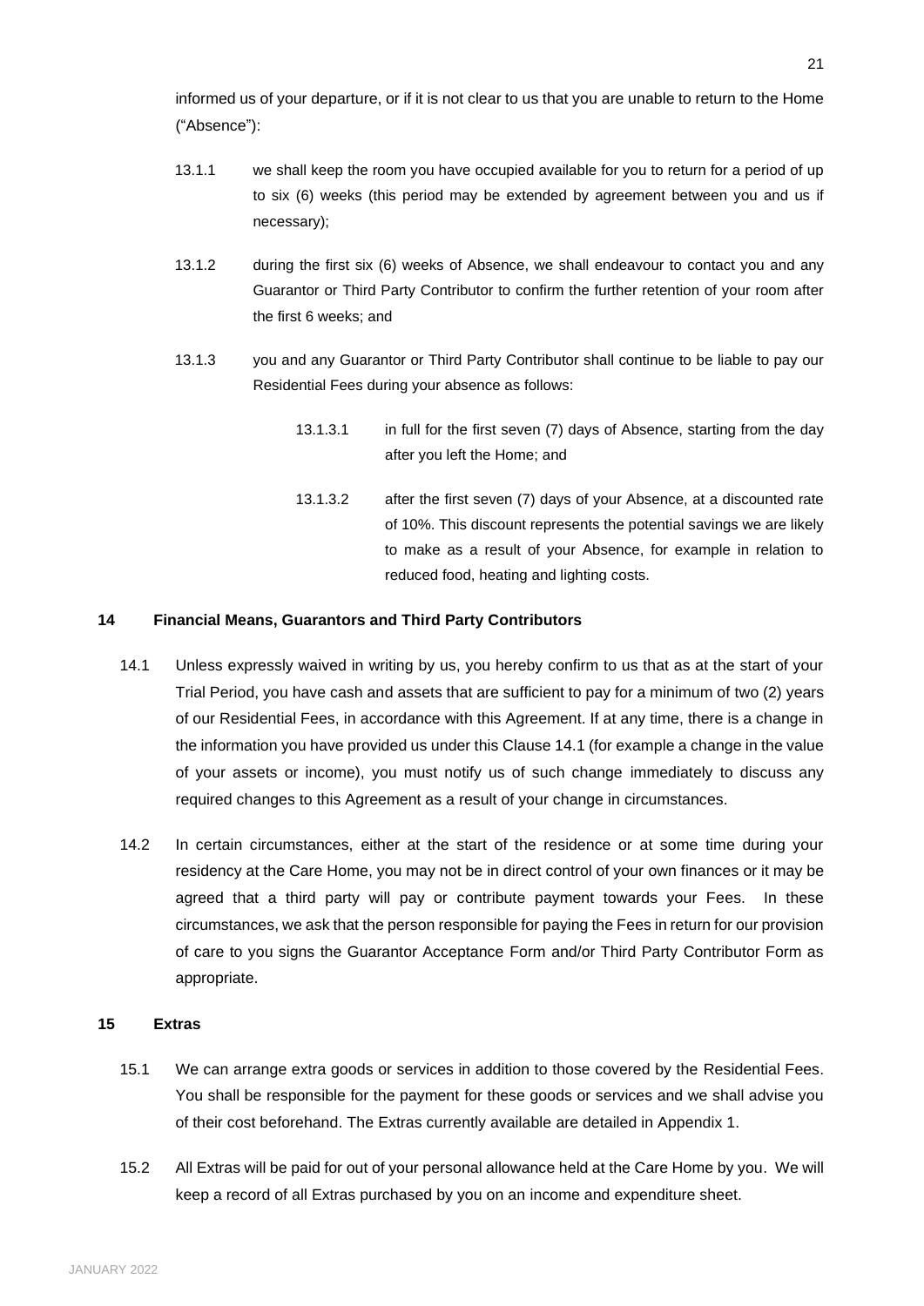informed us of your departure, or if it is not clear to us that you are unable to return to the Home ("Absence"):

13.1.1 we shall keep the room you have occupied available for you to return for a period of up to six (6) weeks (this period may be extended by agreement between you and us if necessary);

13.1.2 during the first six (6) weeks of Absence, we shall endeavour to contact you and any Guarantor or Third Party Contributor to confirm the further retention of your room after the first 6 weeks; and

13.1.3 you and any Guarantor or Third Party Contributor shall continue to be liable to pay our Residential Fees during your absence as follows:

13.1.3.1 in full for the first seven (7) days of Absence, starting from the day after you left the Home; and

13.1.3.2 after the first seven (7) days of your Absence, at a discounted rate of 10%. This discount represents the potential savings we are likely to make as a result of your Absence, for example in relation to reduced food, heating and lighting costs.

## 14 Financial Means, Guarantors and Third Party Contributors

14.1 Unless expressly waived in writing by us, you hereby confirm to us that as at the start of your Trial Period, you have cash and assets that are sufficient to pay for a minimum of two (2) years of our Residential Fees, in accordance with this Agreement. If at any time, there is a change in the information you have provided us under this Clause 14.1 (for example a change in the value of your assets or income), you must notify us of such change immediately to discuss any required changes to this Agreement as a result of your change in circumstances.

14.2 In certain circumstances, either at the start of the residence or at some time during your residency at the Care Home, you may not be in direct control of your own finances or it may be agreed that a third party will pay or contribute payment towards your Fees. In these circumstances, we ask that the person responsible for paying the Fees in return for our provision of care to you signs the Guarantor Acceptance Form and/or Third Party Contributor Form as appropriate.

## 15 Extras

15.1 We can arrange extra goods or services in addition to those covered by the Residential Fees. You shall be responsible for the payment for these goods or services and we shall advise you of their cost beforehand. The Extras currently available are detailed in Appendix 1.

15.2 All Extras will be paid for out of your personal allowance held at the Care Home by you. We will keep a record of all Extras purchased by you on an income and expenditure sheet.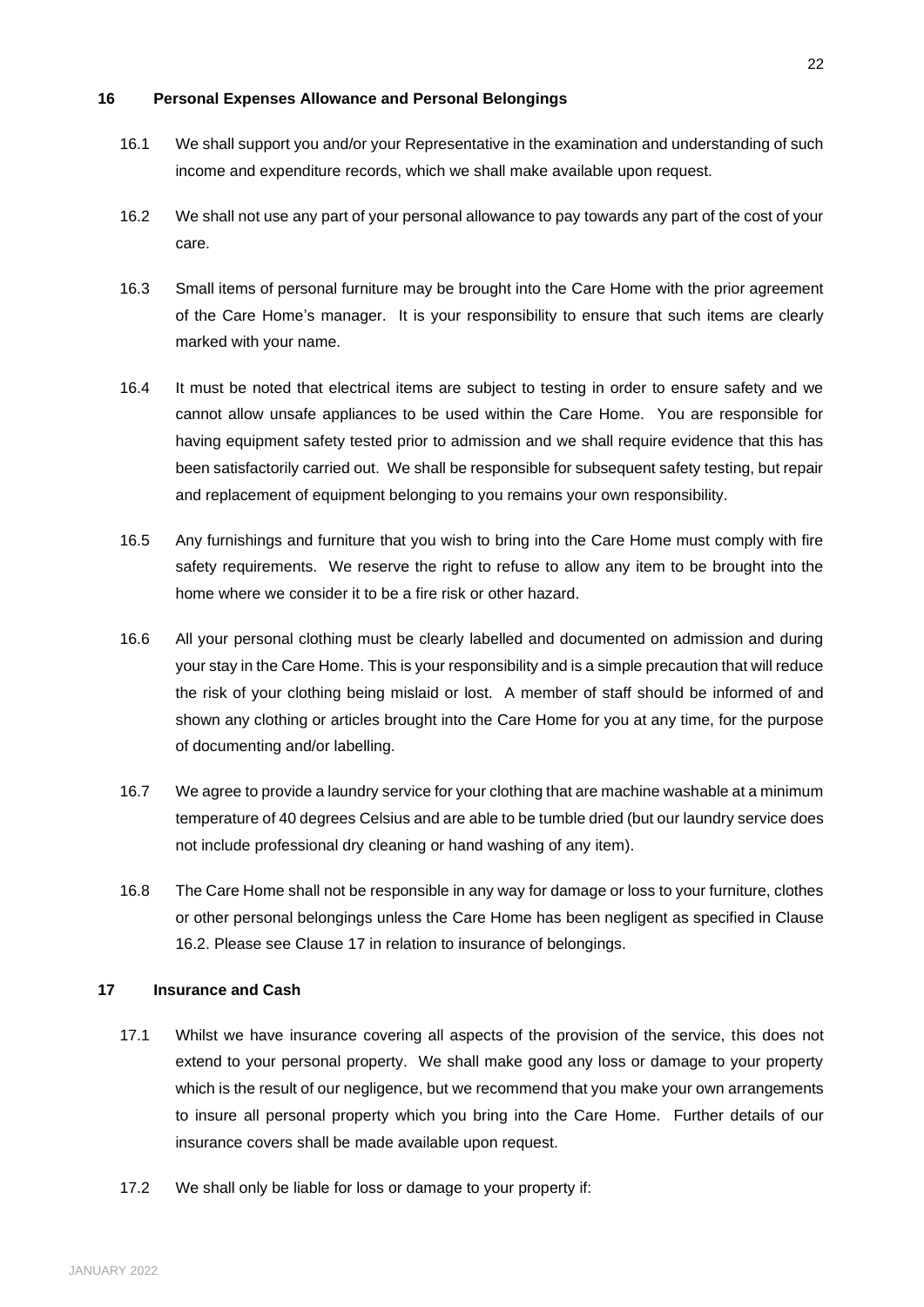## 16 Personal Expenses Allowance and Personal Belongings

16.1 We shall support you and/or your Representative in the examination and understanding of such income and expenditure records, which we shall make available upon request.

16.2 We shall not use any part of your personal allowance to pay towards any part of the cost of your care.

16.3 Small items of personal furniture may be brought into the Care Home with the prior agreement of the Care Home's manager. It is your responsibility to ensure that such items are clearly marked with your name.

16.4 It must be noted that electrical items are subject to testing in order to ensure safety and we cannot allow unsafe appliances to be used within the Care Home. You are responsible for having equipment safety tested prior to admission and we shall require evidence that this has been satisfactorily carried out. We shall be responsible for subsequent safety testing, but repair and replacement of equipment belonging to you remains your own responsibility.

16.5 Any furnishings and furniture that you wish to bring into the Care Home must comply with fire safety requirements. We reserve the right to refuse to allow any item to be brought into the home where we consider it to be a fire risk or other hazard.

16.6 All your personal clothing must be clearly labelled and documented on admission and during your stay in the Care Home. This is your responsibility and is a simple precaution that will reduce the risk of your clothing being mislaid or lost. A member of staff should be informed of and shown any clothing or articles brought into the Care Home for you at any time, for the purpose of documenting and/or labelling.

16.7 We agree to provide a laundry service for your clothing that are machine washable at a minimum temperature of 40 degrees Celsius and are able to be tumble dried (but our laundry service does not include professional dry cleaning or hand washing of any item).

16.8 The Care Home shall not be responsible in any way for damage or loss to your furniture, clothes or other personal belongings unless the Care Home has been negligent as specified in Clause 16.2. Please see Clause 17 in relation to insurance of belongings.

## 17 Insurance and Cash

17.1 Whilst we have insurance covering all aspects of the provision of the service, this does not extend to your personal property. We shall make good any loss or damage to your property which is the result of our negligence, but we recommend that you make your own arrangements to insure all personal property which you bring into the Care Home. Further details of our insurance covers shall be made available upon request.

17.2 We shall only be liable for loss or damage to your property if: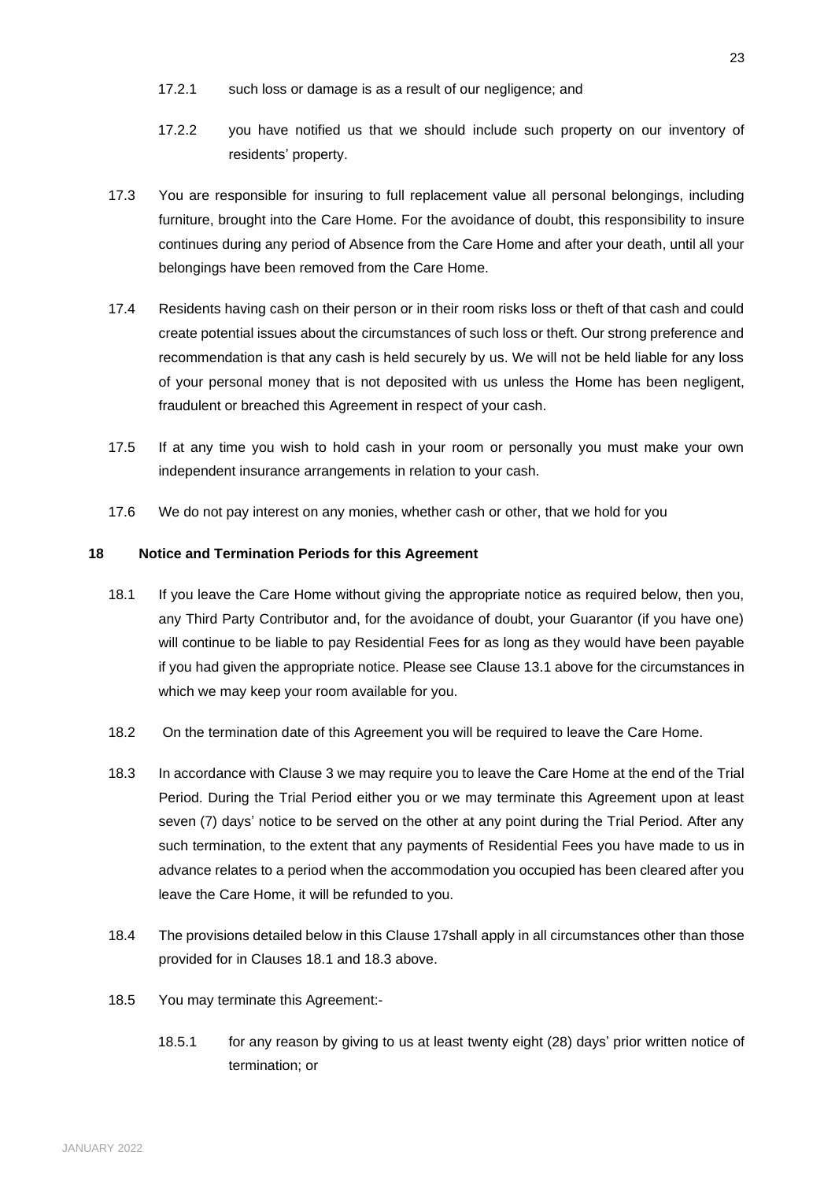17.2.1 such loss or damage is as a result of our negligence; and

17.2.2 you have notified us that we should include such property on our inventory of residents' property.

17.3 You are responsible for insuring to full replacement value all personal belongings, including furniture, brought into the Care Home. For the avoidance of doubt, this responsibility to insure continues during any period of Absence from the Care Home and after your death, until all your belongings have been removed from the Care Home.

17.4 Residents having cash on their person or in their room risks loss or theft of that cash and could create potential issues about the circumstances of such loss or theft. Our strong preference and recommendation is that any cash is held securely by us. We will not be held liable for any loss of your personal money that is not deposited with us unless the Home has been negligent, fraudulent or breached this Agreement in respect of your cash.

17.5 If at any time you wish to hold cash in your room or personally you must make your own independent insurance arrangements in relation to your cash.

17.6 We do not pay interest on any monies, whether cash or other, that we hold for you

**18 Notice and Termination Periods for this Agreement**

18.1 If you leave the Care Home without giving the appropriate notice as required below, then you, any Third Party Contributor and, for the avoidance of doubt, your Guarantor (if you have one) will continue to be liable to pay Residential Fees for as long as they would have been payable if you had given the appropriate notice. Please see Clause 13.1 above for the circumstances in which we may keep your room available for you.

18.2 On the termination date of this Agreement you will be required to leave the Care Home.

18.3 In accordance with Clause 3 we may require you to leave the Care Home at the end of the Trial Period. During the Trial Period either you or we may terminate this Agreement upon at least seven (7) days' notice to be served on the other at any point during the Trial Period. After any such termination, to the extent that any payments of Residential Fees you have made to us in advance relates to a period when the accommodation you occupied has been cleared after you leave the Care Home, it will be refunded to you.

18.4 The provisions detailed below in this Clause 17shall apply in all circumstances other than those provided for in Clauses 18.1 and 18.3 above.

18.5 You may terminate this Agreement:-

18.5.1 for any reason by giving to us at least twenty eight (28) days' prior written notice of termination; or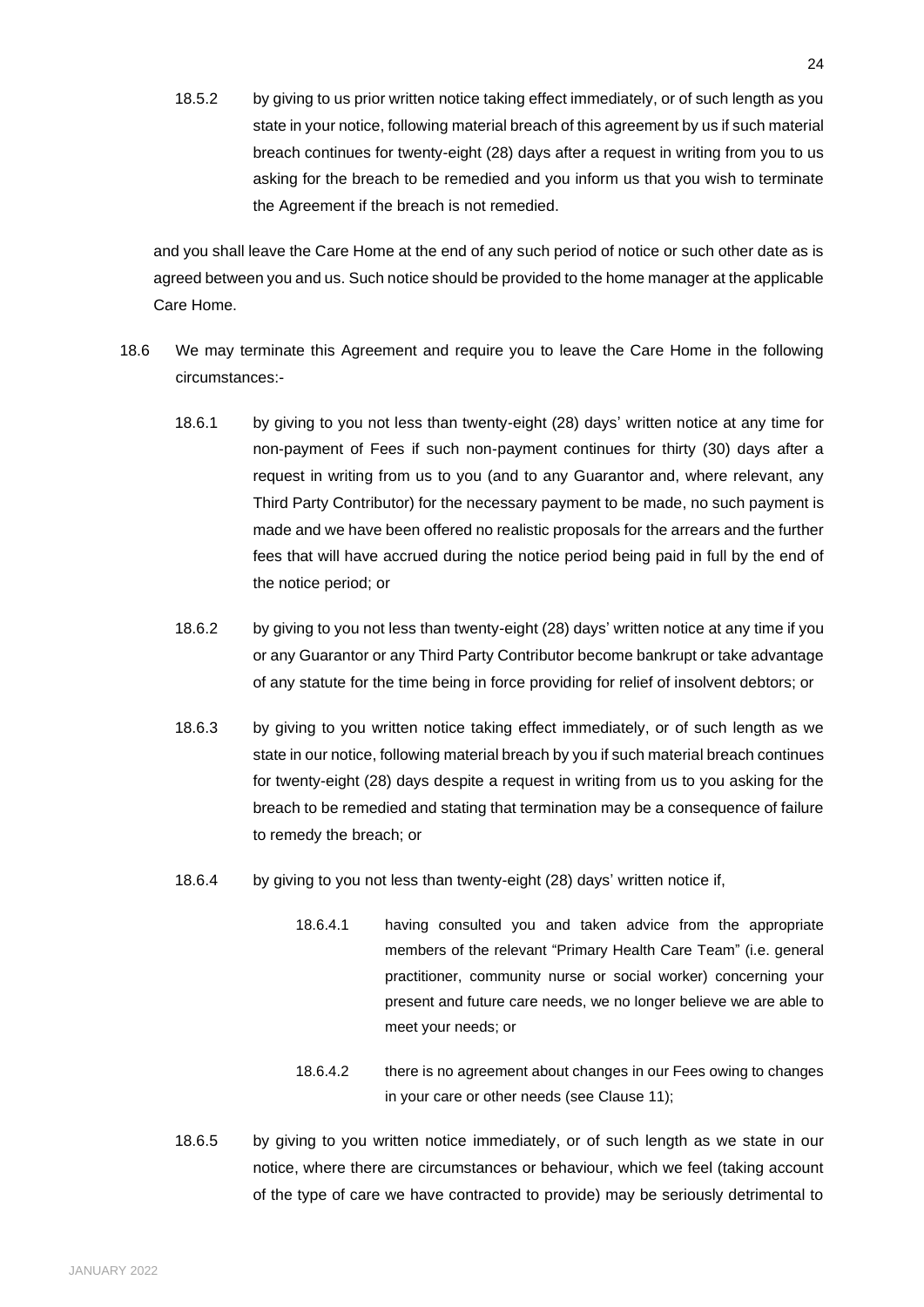18.5.2 by giving to us prior written notice taking effect immediately, or of such length as you state in your notice, following material breach of this agreement by us if such material breach continues for twenty-eight (28) days after a request in writing from you to us asking for the breach to be remedied and you inform us that you wish to terminate the Agreement if the breach is not remedied.

and you shall leave the Care Home at the end of any such period of notice or such other date as is agreed between you and us. Such notice should be provided to the home manager at the applicable Care Home.

18.6 We may terminate this Agreement and require you to leave the Care Home in the following circumstances:-

18.6.1 by giving to you not less than twenty-eight (28) days' written notice at any time for non-payment of Fees if such non-payment continues for thirty (30) days after a request in writing from us to you (and to any Guarantor and, where relevant, any Third Party Contributor) for the necessary payment to be made, no such payment is made and we have been offered no realistic proposals for the arrears and the further fees that will have accrued during the notice period being paid in full by the end of the notice period; or

18.6.2 by giving to you not less than twenty-eight (28) days' written notice at any time if you or any Guarantor or any Third Party Contributor become bankrupt or take advantage of any statute for the time being in force providing for relief of insolvent debtors; or

18.6.3 by giving to you written notice taking effect immediately, or of such length as we state in our notice, following material breach by you if such material breach continues for twenty-eight (28) days despite a request in writing from us to you asking for the breach to be remedied and stating that termination may be a consequence of failure to remedy the breach; or

18.6.4 by giving to you not less than twenty-eight (28) days' written notice if,

18.6.4.1 having consulted you and taken advice from the appropriate members of the relevant "Primary Health Care Team" (i.e. general practitioner, community nurse or social worker) concerning your present and future care needs, we no longer believe we are able to meet your needs; or

18.6.4.2 there is no agreement about changes in our Fees owing to changes in your care or other needs (see Clause 11);

18.6.5 by giving to you written notice immediately, or of such length as we state in our notice, where there are circumstances or behaviour, which we feel (taking account of the type of care we have contracted to provide) may be seriously detrimental to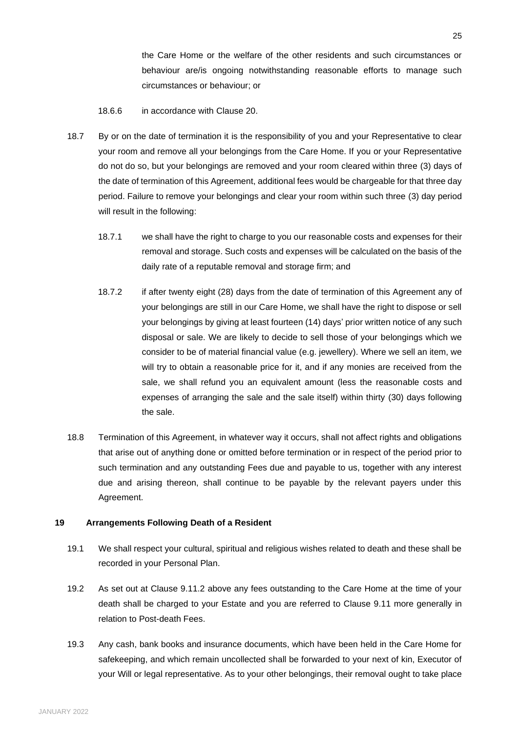the Care Home or the welfare of the other residents and such circumstances or behaviour are/is ongoing notwithstanding reasonable efforts to manage such circumstances or behaviour; or

18.6.6 in accordance with Clause 20.

18.7 By or on the date of termination it is the responsibility of you and your Representative to clear your room and remove all your belongings from the Care Home. If you or your Representative do not do so, but your belongings are removed and your room cleared within three (3) days of the date of termination of this Agreement, additional fees would be chargeable for that three day period. Failure to remove your belongings and clear your room within such three (3) day period will result in the following:

18.7.1 we shall have the right to charge to you our reasonable costs and expenses for their removal and storage. Such costs and expenses will be calculated on the basis of the daily rate of a reputable removal and storage firm; and

18.7.2 if after twenty eight (28) days from the date of termination of this Agreement any of your belongings are still in our Care Home, we shall have the right to dispose or sell your belongings by giving at least fourteen (14) days' prior written notice of any such disposal or sale. We are likely to decide to sell those of your belongings which we consider to be of material financial value (e.g. jewellery). Where we sell an item, we will try to obtain a reasonable price for it, and if any monies are received from the sale, we shall refund you an equivalent amount (less the reasonable costs and expenses of arranging the sale and the sale itself) within thirty (30) days following the sale.

18.8 Termination of this Agreement, in whatever way it occurs, shall not affect rights and obligations that arise out of anything done or omitted before termination or in respect of the period prior to such termination and any outstanding Fees due and payable to us, together with any interest due and arising thereon, shall continue to be payable by the relevant payers under this Agreement.

## 19 Arrangements Following Death of a Resident

19.1 We shall respect your cultural, spiritual and religious wishes related to death and these shall be recorded in your Personal Plan.

19.2 As set out at Clause 9.11.2 above any fees outstanding to the Care Home at the time of your death shall be charged to your Estate and you are referred to Clause 9.11 more generally in relation to Post-death Fees.

19.3 Any cash, bank books and insurance documents, which have been held in the Care Home for safekeeping, and which remain uncollected shall be forwarded to your next of kin, Executor of your Will or legal representative. As to your other belongings, their removal ought to take place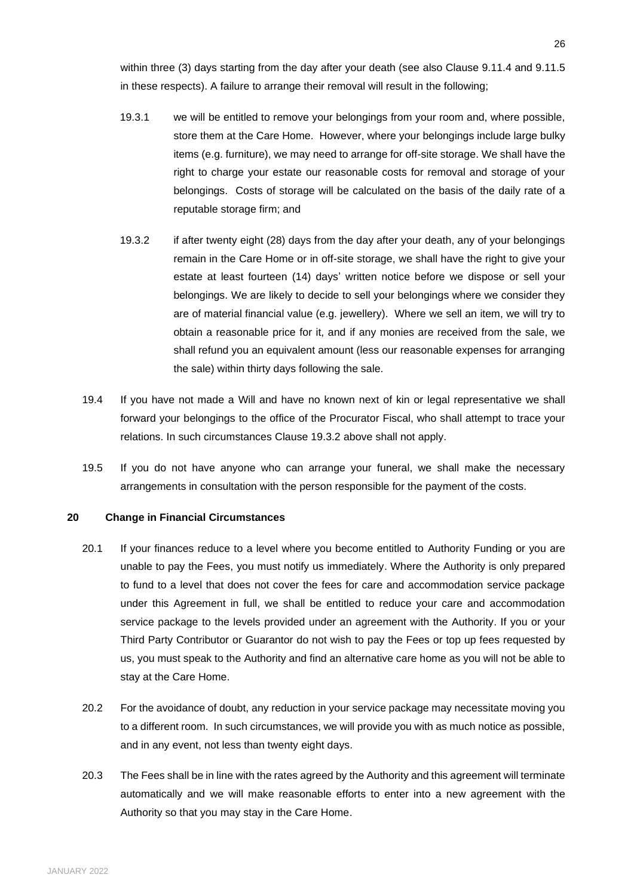within three (3) days starting from the day after your death (see also Clause 9.11.4 and 9.11.5 in these respects). A failure to arrange their removal will result in the following;

19.3.1 we will be entitled to remove your belongings from your room and, where possible, store them at the Care Home. However, where your belongings include large bulky items (e.g. furniture), we may need to arrange for off-site storage. We shall have the right to charge your estate our reasonable costs for removal and storage of your belongings. Costs of storage will be calculated on the basis of the daily rate of a reputable storage firm; and

19.3.2 if after twenty eight (28) days from the day after your death, any of your belongings remain in the Care Home or in off-site storage, we shall have the right to give your estate at least fourteen (14) days' written notice before we dispose or sell your belongings. We are likely to decide to sell your belongings where we consider they are of material financial value (e.g. jewellery). Where we sell an item, we will try to obtain a reasonable price for it, and if any monies are received from the sale, we shall refund you an equivalent amount (less our reasonable expenses for arranging the sale) within thirty days following the sale.

19.4 If you have not made a Will and have no known next of kin or legal representative we shall forward your belongings to the office of the Procurator Fiscal, who shall attempt to trace your relations. In such circumstances Clause 19.3.2 above shall not apply.

19.5 If you do not have anyone who can arrange your funeral, we shall make the necessary arrangements in consultation with the person responsible for the payment of the costs.

## 20 Change in Financial Circumstances

20.1 If your finances reduce to a level where you become entitled to Authority Funding or you are unable to pay the Fees, you must notify us immediately. Where the Authority is only prepared to fund to a level that does not cover the fees for care and accommodation service package under this Agreement in full, we shall be entitled to reduce your care and accommodation service package to the levels provided under an agreement with the Authority. If you or your Third Party Contributor or Guarantor do not wish to pay the Fees or top up fees requested by us, you must speak to the Authority and find an alternative care home as you will not be able to stay at the Care Home.

20.2 For the avoidance of doubt, any reduction in your service package may necessitate moving you to a different room. In such circumstances, we will provide you with as much notice as possible, and in any event, not less than twenty eight days.

20.3 The Fees shall be in line with the rates agreed by the Authority and this agreement will terminate automatically and we will make reasonable efforts to enter into a new agreement with the Authority so that you may stay in the Care Home.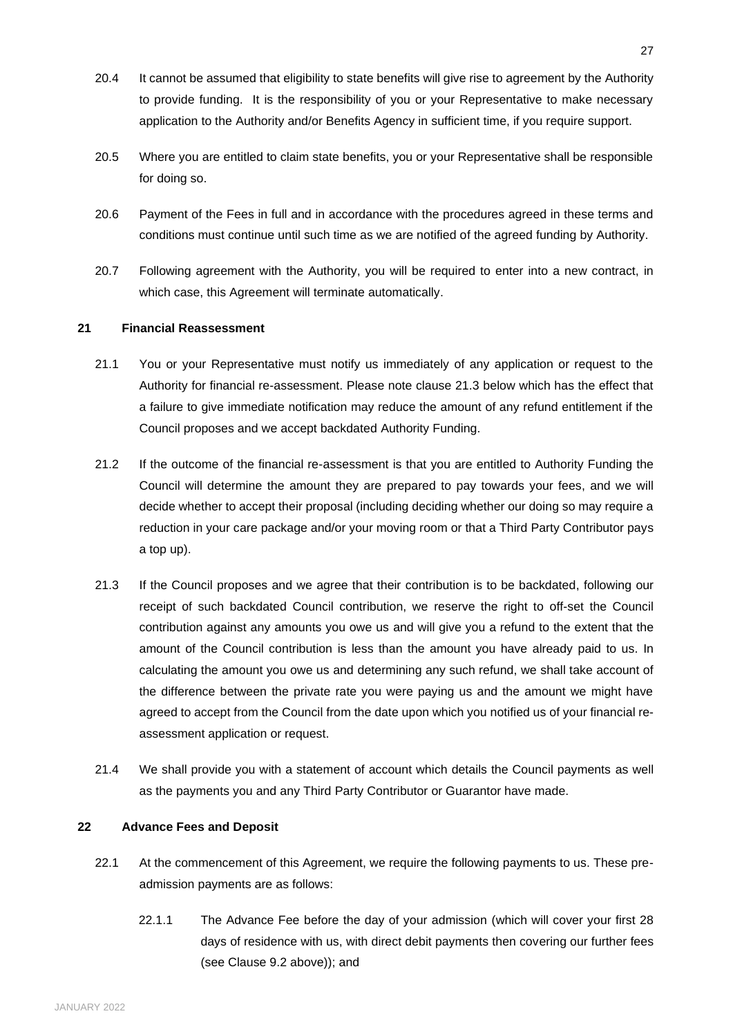20.4 It cannot be assumed that eligibility to state benefits will give rise to agreement by the Authority to provide funding. It is the responsibility of you or your Representative to make necessary application to the Authority and/or Benefits Agency in sufficient time, if you require support.

20.5 Where you are entitled to claim state benefits, you or your Representative shall be responsible for doing so.

20.6 Payment of the Fees in full and in accordance with the procedures agreed in these terms and conditions must continue until such time as we are notified of the agreed funding by Authority.

20.7 Following agreement with the Authority, you will be required to enter into a new contract, in which case, this Agreement will terminate automatically.

## 21 Financial Reassessment

21.1 You or your Representative must notify us immediately of any application or request to the Authority for financial re-assessment. Please note clause 21.3 below which has the effect that a failure to give immediate notification may reduce the amount of any refund entitlement if the Council proposes and we accept backdated Authority Funding.

21.2 If the outcome of the financial re-assessment is that you are entitled to Authority Funding the Council will determine the amount they are prepared to pay towards your fees, and we will decide whether to accept their proposal (including deciding whether our doing so may require a reduction in your care package and/or your moving room or that a Third Party Contributor pays a top up).

21.3 If the Council proposes and we agree that their contribution is to be backdated, following our receipt of such backdated Council contribution, we reserve the right to off-set the Council contribution against any amounts you owe us and will give you a refund to the extent that the amount of the Council contribution is less than the amount you have already paid to us. In calculating the amount you owe us and determining any such refund, we shall take account of the difference between the private rate you were paying us and the amount we might have agreed to accept from the Council from the date upon which you notified us of your financial re-assessment application or request.

21.4 We shall provide you with a statement of account which details the Council payments as well as the payments you and any Third Party Contributor or Guarantor have made.

## 22 Advance Fees and Deposit

22.1 At the commencement of this Agreement, we require the following payments to us. These pre-admission payments are as follows:

22.1.1 The Advance Fee before the day of your admission (which will cover your first 28 days of residence with us, with direct debit payments then covering our further fees (see Clause 9.2 above)); and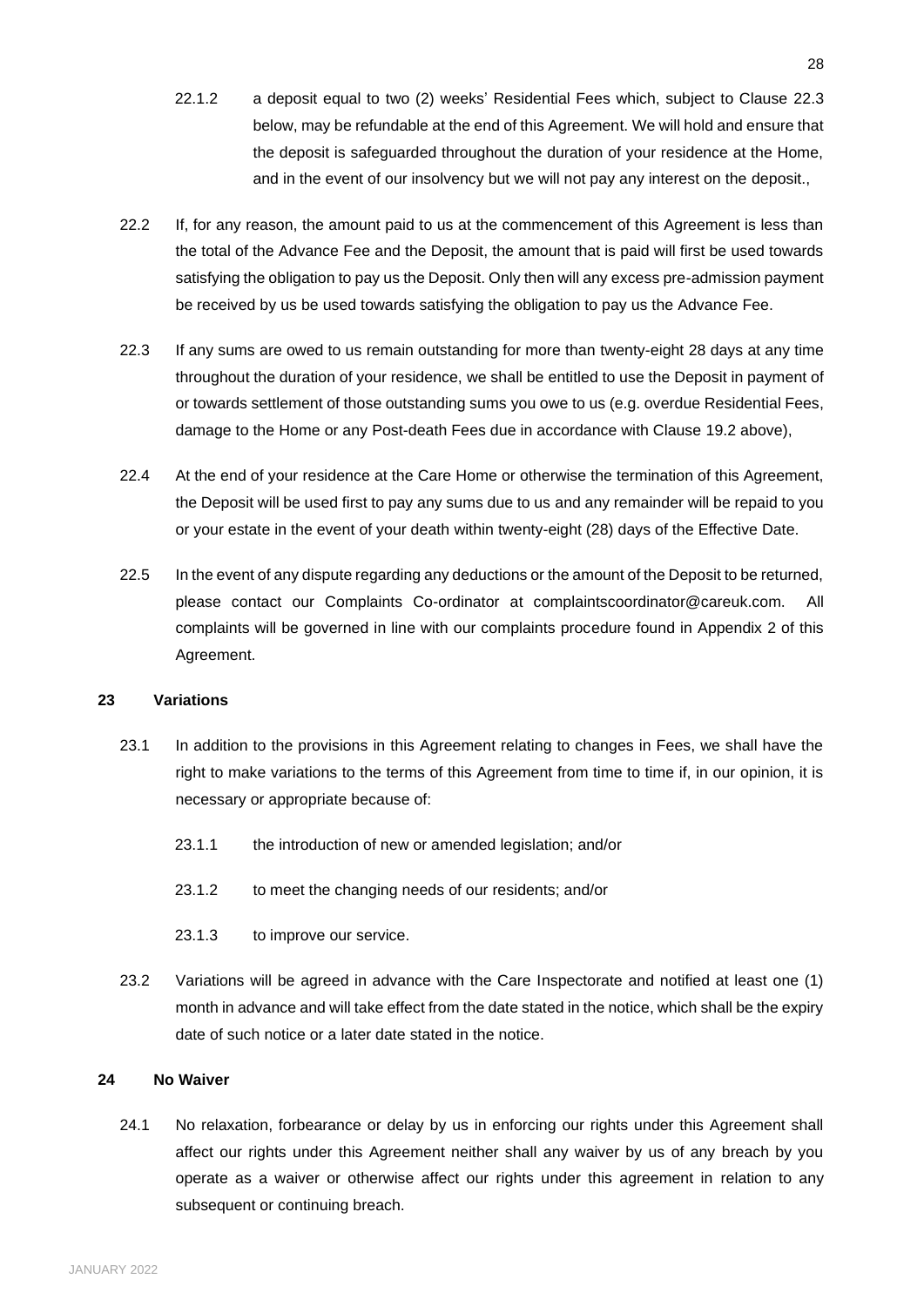22.1.2 a deposit equal to two (2) weeks' Residential Fees which, subject to Clause 22.3 below, may be refundable at the end of this Agreement. We will hold and ensure that the deposit is safeguarded throughout the duration of your residence at the Home, and in the event of our insolvency but we will not pay any interest on the deposit.,

22.2 If, for any reason, the amount paid to us at the commencement of this Agreement is less than the total of the Advance Fee and the Deposit, the amount that is paid will first be used towards satisfying the obligation to pay us the Deposit. Only then will any excess pre-admission payment be received by us be used towards satisfying the obligation to pay us the Advance Fee.

22.3 If any sums are owed to us remain outstanding for more than twenty-eight 28 days at any time throughout the duration of your residence, we shall be entitled to use the Deposit in payment of or towards settlement of those outstanding sums you owe to us (e.g. overdue Residential Fees, damage to the Home or any Post-death Fees due in accordance with Clause 19.2 above),

22.4 At the end of your residence at the Care Home or otherwise the termination of this Agreement, the Deposit will be used first to pay any sums due to us and any remainder will be repaid to you or your estate in the event of your death within twenty-eight (28) days of the Effective Date.

22.5 In the event of any dispute regarding any deductions or the amount of the Deposit to be returned, please contact our Complaints Co-ordinator at complaintscoordinator@careuk.com. All complaints will be governed in line with our complaints procedure found in Appendix 2 of this Agreement.

**23 Variations**

23.1 In addition to the provisions in this Agreement relating to changes in Fees, we shall have the right to make variations to the terms of this Agreement from time to time if, in our opinion, it is necessary or appropriate because of:

23.1.1 the introduction of new or amended legislation; and/or

23.1.2 to meet the changing needs of our residents; and/or

23.1.3 to improve our service.

23.2 Variations will be agreed in advance with the Care Inspectorate and notified at least one (1) month in advance and will take effect from the date stated in the notice, which shall be the expiry date of such notice or a later date stated in the notice.

**24 No Waiver**

24.1 No relaxation, forbearance or delay by us in enforcing our rights under this Agreement shall affect our rights under this Agreement neither shall any waiver by us of any breach by you operate as a waiver or otherwise affect our rights under this agreement in relation to any subsequent or continuing breach.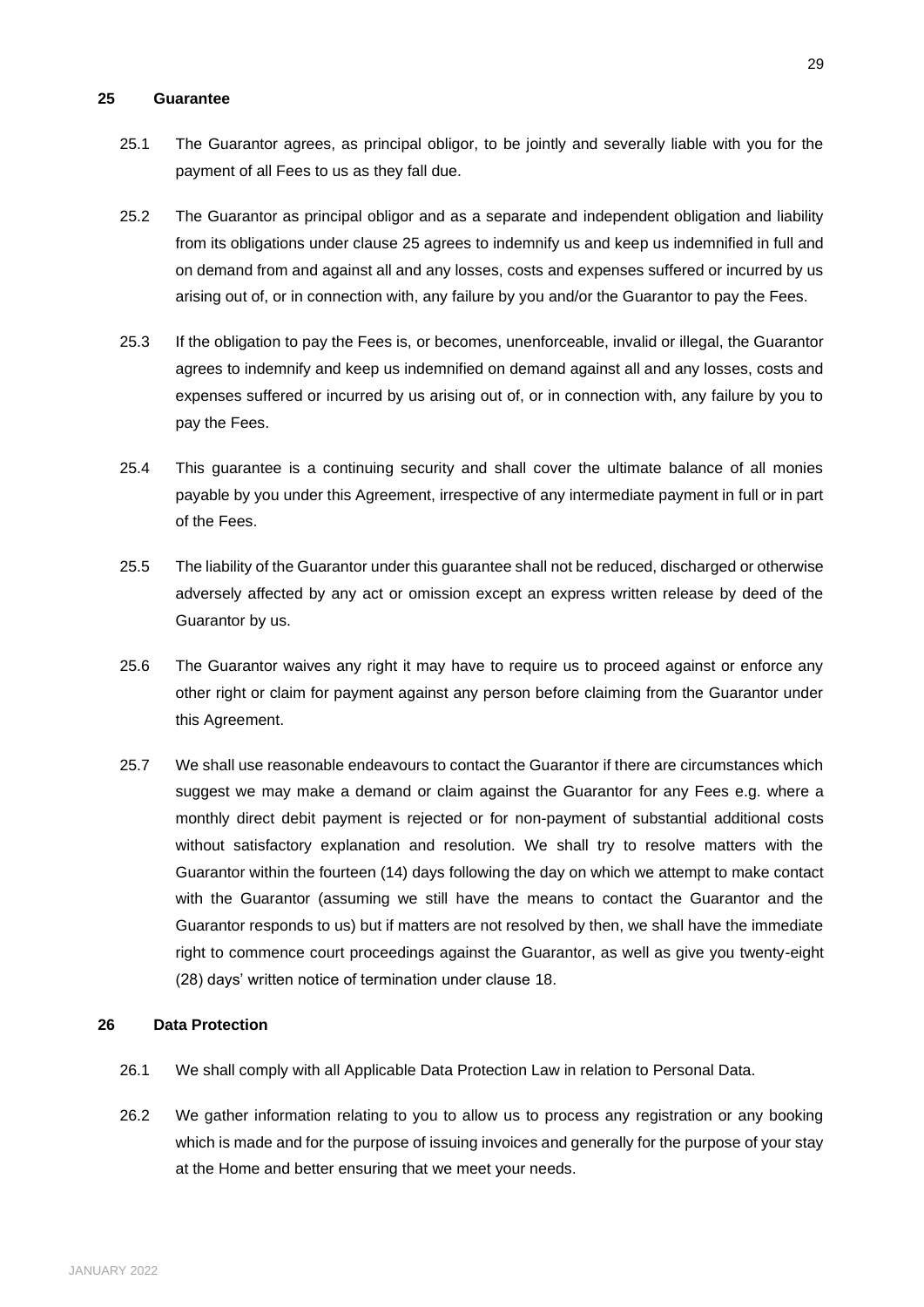## 25 Guarantee

25.1 The Guarantor agrees, as principal obligor, to be jointly and severally liable with you for the payment of all Fees to us as they fall due.

25.2 The Guarantor as principal obligor and as a separate and independent obligation and liability from its obligations under clause 25 agrees to indemnify us and keep us indemnified in full and on demand from and against all and any losses, costs and expenses suffered or incurred by us arising out of, or in connection with, any failure by you and/or the Guarantor to pay the Fees.

25.3 If the obligation to pay the Fees is, or becomes, unenforceable, invalid or illegal, the Guarantor agrees to indemnify and keep us indemnified on demand against all and any losses, costs and expenses suffered or incurred by us arising out of, or in connection with, any failure by you to pay the Fees.

25.4 This guarantee is a continuing security and shall cover the ultimate balance of all monies payable by you under this Agreement, irrespective of any intermediate payment in full or in part of the Fees.

25.5 The liability of the Guarantor under this guarantee shall not be reduced, discharged or otherwise adversely affected by any act or omission except an express written release by deed of the Guarantor by us.

25.6 The Guarantor waives any right it may have to require us to proceed against or enforce any other right or claim for payment against any person before claiming from the Guarantor under this Agreement.

25.7 We shall use reasonable endeavours to contact the Guarantor if there are circumstances which suggest we may make a demand or claim against the Guarantor for any Fees e.g. where a monthly direct debit payment is rejected or for non-payment of substantial additional costs without satisfactory explanation and resolution. We shall try to resolve matters with the Guarantor within the fourteen (14) days following the day on which we attempt to make contact with the Guarantor (assuming we still have the means to contact the Guarantor and the Guarantor responds to us) but if matters are not resolved by then, we shall have the immediate right to commence court proceedings against the Guarantor, as well as give you twenty-eight (28) days' written notice of termination under clause 18.

## 26 Data Protection

26.1 We shall comply with all Applicable Data Protection Law in relation to Personal Data.

26.2 We gather information relating to you to allow us to process any registration or any booking which is made and for the purpose of issuing invoices and generally for the purpose of your stay at the Home and better ensuring that we meet your needs.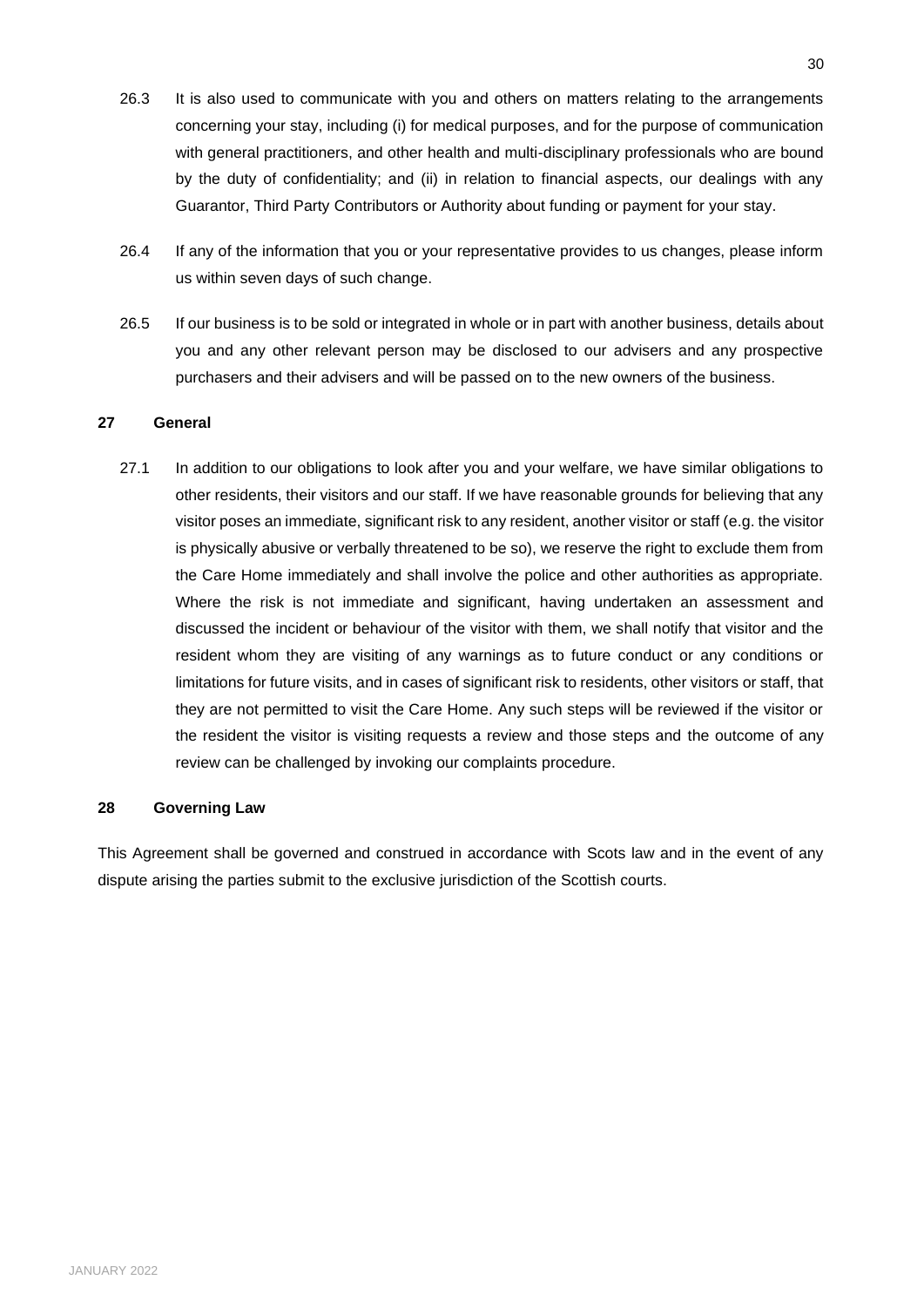26.3 It is also used to communicate with you and others on matters relating to the arrangements concerning your stay, including (i) for medical purposes, and for the purpose of communication with general practitioners, and other health and multi-disciplinary professionals who are bound by the duty of confidentiality; and (ii) in relation to financial aspects, our dealings with any Guarantor, Third Party Contributors or Authority about funding or payment for your stay.

26.4 If any of the information that you or your representative provides to us changes, please inform us within seven days of such change.

26.5 If our business is to be sold or integrated in whole or in part with another business, details about you and any other relevant person may be disclosed to our advisers and any prospective purchasers and their advisers and will be passed on to the new owners of the business.

**27 General**

27.1 In addition to our obligations to look after you and your welfare, we have similar obligations to other residents, their visitors and our staff. If we have reasonable grounds for believing that any visitor poses an immediate, significant risk to any resident, another visitor or staff (e.g. the visitor is physically abusive or verbally threatened to be so), we reserve the right to exclude them from the Care Home immediately and shall involve the police and other authorities as appropriate. Where the risk is not immediate and significant, having undertaken an assessment and discussed the incident or behaviour of the visitor with them, we shall notify that visitor and the resident whom they are visiting of any warnings as to future conduct or any conditions or limitations for future visits, and in cases of significant risk to residents, other visitors or staff, that they are not permitted to visit the Care Home. Any such steps will be reviewed if the visitor or the resident the visitor is visiting requests a review and those steps and the outcome of any review can be challenged by invoking our complaints procedure.

**28 Governing Law**

This Agreement shall be governed and construed in accordance with Scots law and in the event of any dispute arising the parties submit to the exclusive jurisdiction of the Scottish courts.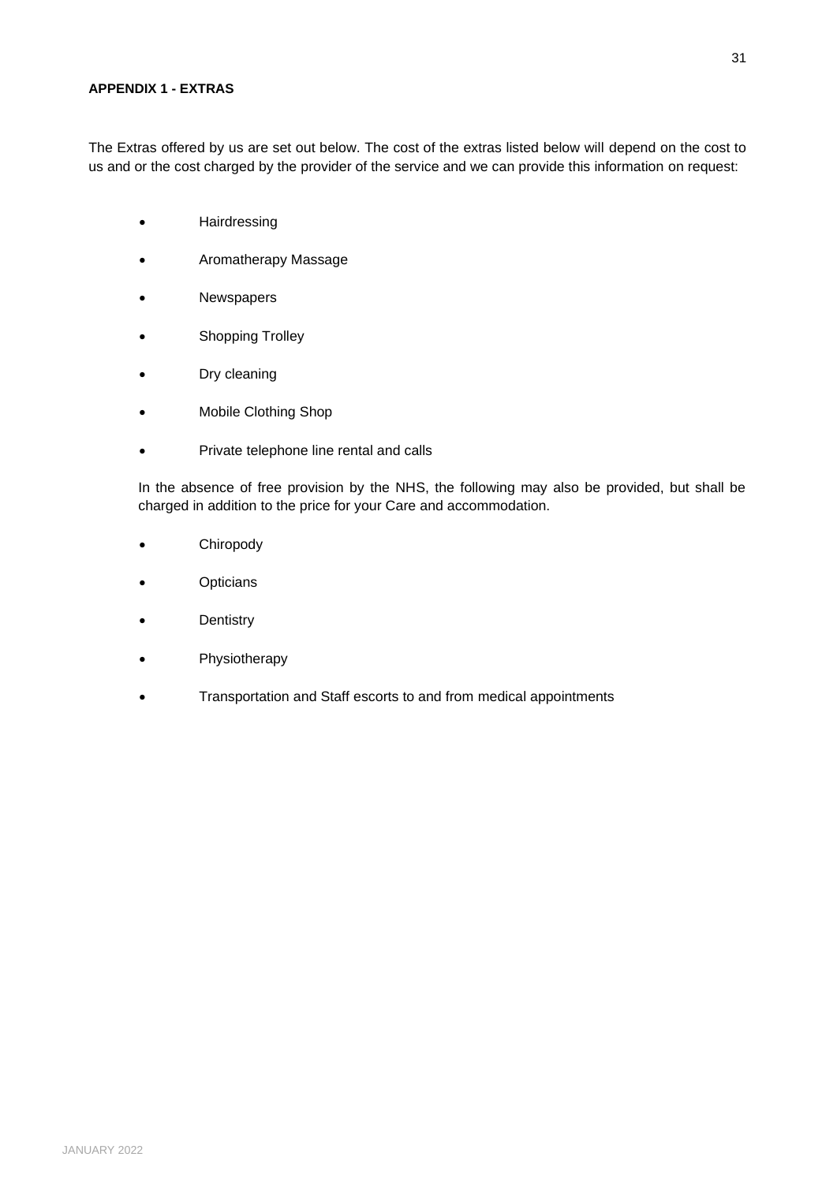**APPENDIX 1 - EXTRAS**

The Extras offered by us are set out below. The cost of the extras listed below will depend on the cost to us and or the cost charged by the provider of the service and we can provide this information on request:

- Hairdressing
- Aromatherapy Massage
- Newspapers
- Shopping Trolley
- Dry cleaning
- Mobile Clothing Shop
- Private telephone line rental and calls

In the absence of free provision by the NHS, the following may also be provided, but shall be charged in addition to the price for your Care and accommodation.

- Chiropody
- Opticians
- Dentistry
- Physiotherapy
- Transportation and Staff escorts to and from medical appointments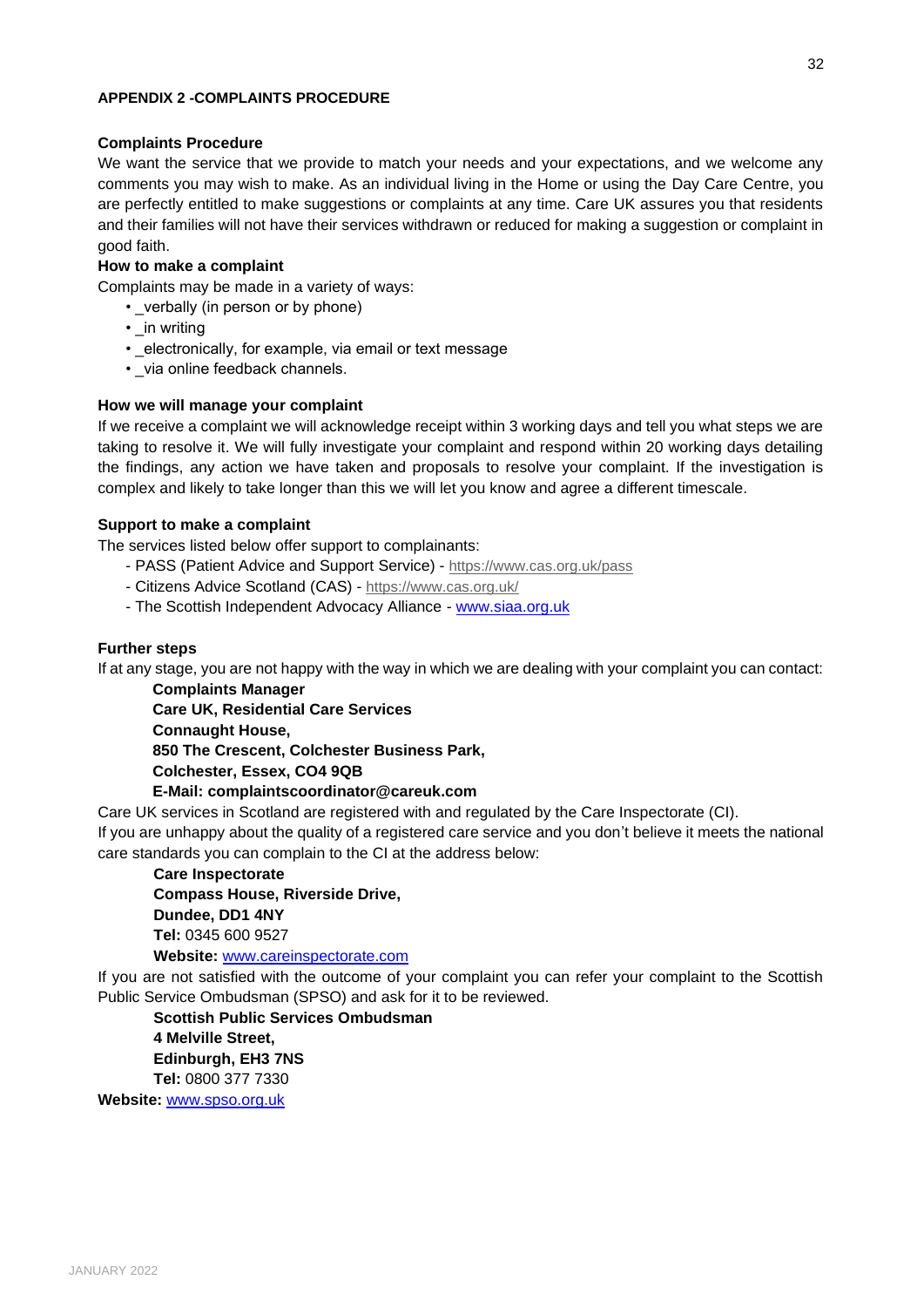## APPENDIX 2 -COMPLAINTS PROCEDURE

### Complaints Procedure

We want the service that we provide to match your needs and your expectations, and we welcome any comments you may wish to make. As an individual living in the Home or using the Day Care Centre, you are perfectly entitled to make suggestions or complaints at any time. Care UK assures you that residents and their families will not have their services withdrawn or reduced for making a suggestion or complaint in good faith.

### How to make a complaint

Complaints may be made in a variety of ways:

- _verbally (in person or by phone)
- _in writing
- _electronically, for example, via email or text message
- _via online feedback channels.

### How we will manage your complaint

If we receive a complaint we will acknowledge receipt within 3 working days and tell you what steps we are taking to resolve it. We will fully investigate your complaint and respond within 20 working days detailing the findings, any action we have taken and proposals to resolve your complaint. If the investigation is complex and likely to take longer than this we will let you know and agree a different timescale.

### Support to make a complaint

The services listed below offer support to complainants:

- PASS (Patient Advice and Support Service) - https://www.cas.org.uk/pass
- Citizens Advice Scotland (CAS) - https://www.cas.org.uk/
- The Scottish Independent Advocacy Alliance - www.siaa.org.uk

### Further steps

If at any stage, you are not happy with the way in which we are dealing with your complaint you can contact:

**Complaints Manager**
**Care UK, Residential Care Services**
**Connaught House,**
**850 The Crescent, Colchester Business Park,**
**Colchester, Essex, CO4 9QB**
**E-Mail: complaintscoordinator@careuk.com**

Care UK services in Scotland are registered with and regulated by the Care Inspectorate (CI).

If you are unhappy about the quality of a registered care service and you don't believe it meets the national care standards you can complain to the CI at the address below:

**Care Inspectorate**
**Compass House, Riverside Drive,**
**Dundee, DD1 4NY**
**Tel:** 0345 600 9527
**Website:** www.careinspectorate.com

If you are not satisfied with the outcome of your complaint you can refer your complaint to the Scottish Public Service Ombudsman (SPSO) and ask for it to be reviewed.

**Scottish Public Services Ombudsman**
**4 Melville Street,**
**Edinburgh, EH3 7NS**
**Tel:** 0800 377 7330
**Website:** www.spso.org.uk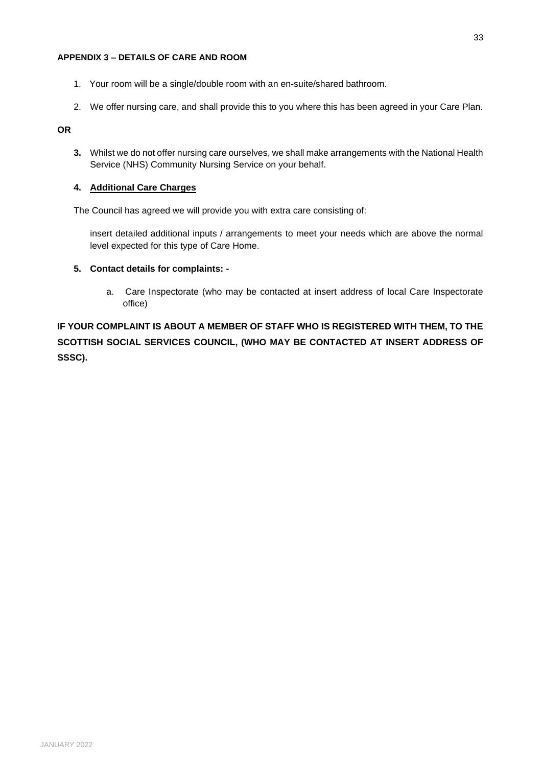**APPENDIX 3 – DETAILS OF CARE AND ROOM**

1. Your room will be a single/double room with an en-suite/shared bathroom.

2. We offer nursing care, and shall provide this to you where this has been agreed in your Care Plan.

**OR**

3. Whilst we do not offer nursing care ourselves, we shall make arrangements with the National Health Service (NHS) Community Nursing Service on your behalf.

4. **Additional Care Charges**

The Council has agreed we will provide you with extra care consisting of:

insert detailed additional inputs / arrangements to meet your needs which are above the normal level expected for this type of Care Home.

5. **Contact details for complaints: -**

   a. Care Inspectorate (who may be contacted at insert address of local Care Inspectorate office)

**IF YOUR COMPLAINT IS ABOUT A MEMBER OF STAFF WHO IS REGISTERED WITH THEM, TO THE SCOTTISH SOCIAL SERVICES COUNCIL, (WHO MAY BE CONTACTED AT INSERT ADDRESS OF SSSC).**